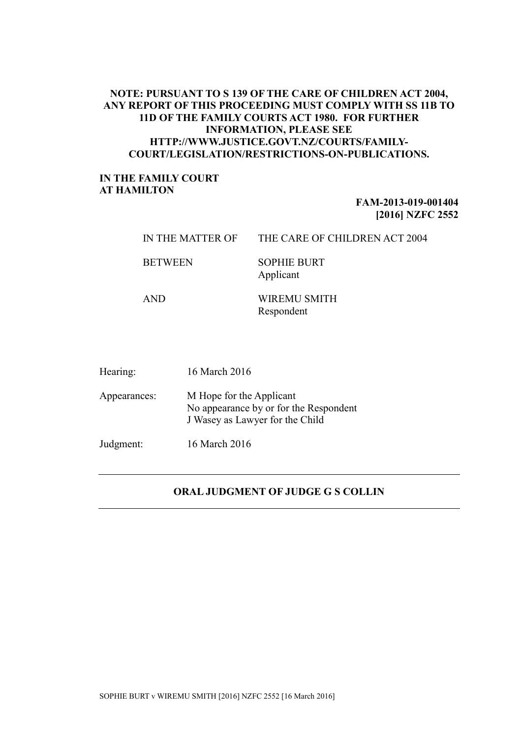**NOTE: PURSUANT TO S 139 OF THE CARE OF CHILDREN ACT 2004, ANY REPORT OF THIS PROCEEDING MUST COMPLY WITH SS 11B TO 11D OF THE FAMILY COURTS ACT 1980. FOR FURTHER INFORMATION, PLEASE SEE HTTP://WWW.JUSTICE.GOVT.NZ/COURTS/FAMILY-COURT/LEGISLATION/RESTRICTIONS-ON-PUBLICATIONS.**

**IN THE FAMILY COURT**
**AT HAMILTON**

**FAM-2013-019-001404**
**[2016] NZFC 2552**

| | |
|---|---|
| IN THE MATTER OF | THE CARE OF CHILDREN ACT 2004 |
| BETWEEN | SOPHIE BURT<br>Applicant |
| AND | WIREMU SMITH<br>Respondent |

| | |
|---|---|
| Hearing: | 16 March 2016 |
| Appearances: | M Hope for the Applicant<br>No appearance by or for the Respondent<br>J Wasey as Lawyer for the Child |
| Judgment: | 16 March 2016 |

---

**ORAL JUDGMENT OF JUDGE G S COLLIN**

---

SOPHIE BURT v WIREMU SMITH [2016] NZFC 2552 [16 March 2016]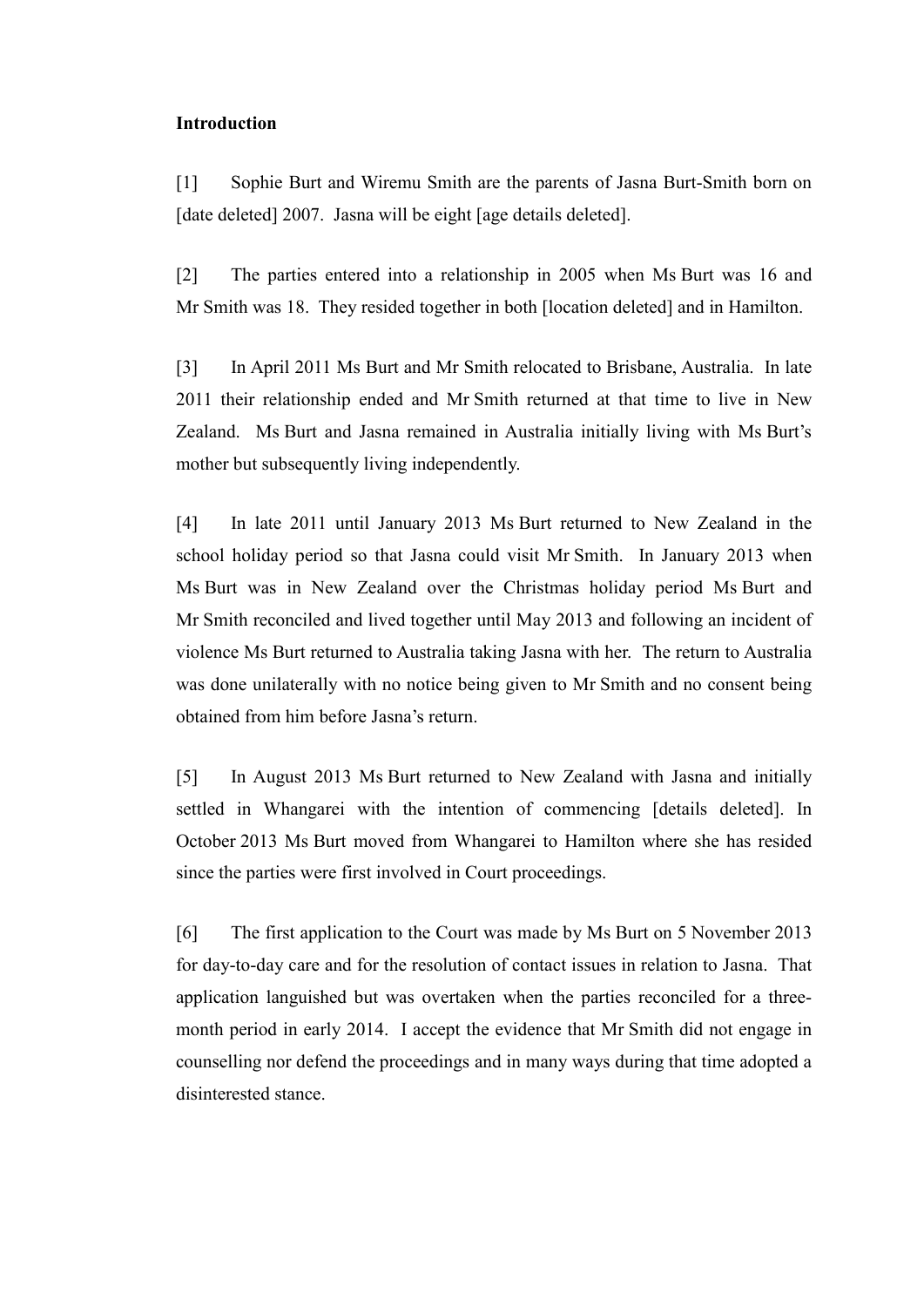**Introduction**

[1] Sophie Burt and Wiremu Smith are the parents of Jasna Burt-Smith born on [date deleted] 2007. Jasna will be eight [age details deleted].

[2] The parties entered into a relationship in 2005 when Ms Burt was 16 and Mr Smith was 18. They resided together in both [location deleted] and in Hamilton.

[3] In April 2011 Ms Burt and Mr Smith relocated to Brisbane, Australia. In late 2011 their relationship ended and Mr Smith returned at that time to live in New Zealand. Ms Burt and Jasna remained in Australia initially living with Ms Burt's mother but subsequently living independently.

[4] In late 2011 until January 2013 Ms Burt returned to New Zealand in the school holiday period so that Jasna could visit Mr Smith. In January 2013 when Ms Burt was in New Zealand over the Christmas holiday period Ms Burt and Mr Smith reconciled and lived together until May 2013 and following an incident of violence Ms Burt returned to Australia taking Jasna with her. The return to Australia was done unilaterally with no notice being given to Mr Smith and no consent being obtained from him before Jasna's return.

[5] In August 2013 Ms Burt returned to New Zealand with Jasna and initially settled in Whangarei with the intention of commencing [details deleted]. In October 2013 Ms Burt moved from Whangarei to Hamilton where she has resided since the parties were first involved in Court proceedings.

[6] The first application to the Court was made by Ms Burt on 5 November 2013 for day-to-day care and for the resolution of contact issues in relation to Jasna. That application languished but was overtaken when the parties reconciled for a three-month period in early 2014. I accept the evidence that Mr Smith did not engage in counselling nor defend the proceedings and in many ways during that time adopted a disinterested stance.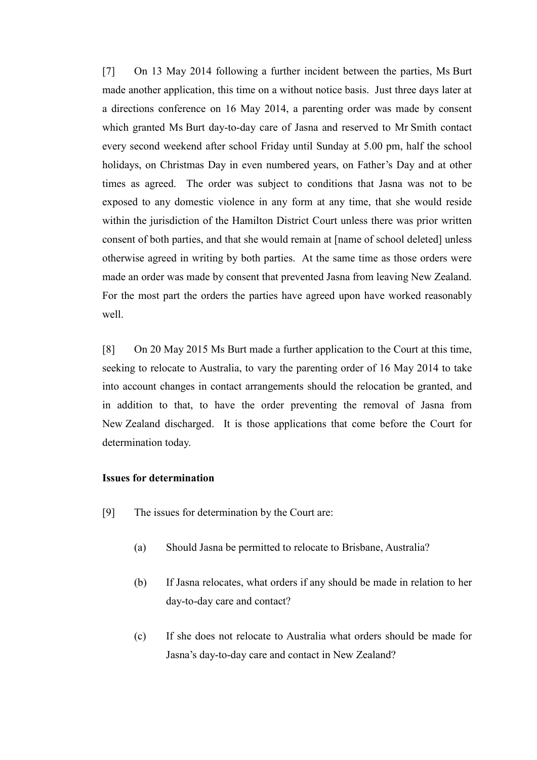[7] On 13 May 2014 following a further incident between the parties, Ms Burt made another application, this time on a without notice basis. Just three days later at a directions conference on 16 May 2014, a parenting order was made by consent which granted Ms Burt day-to-day care of Jasna and reserved to Mr Smith contact every second weekend after school Friday until Sunday at 5.00 pm, half the school holidays, on Christmas Day in even numbered years, on Father's Day and at other times as agreed. The order was subject to conditions that Jasna was not to be exposed to any domestic violence in any form at any time, that she would reside within the jurisdiction of the Hamilton District Court unless there was prior written consent of both parties, and that she would remain at [name of school deleted] unless otherwise agreed in writing by both parties. At the same time as those orders were made an order was made by consent that prevented Jasna from leaving New Zealand. For the most part the orders the parties have agreed upon have worked reasonably well.

[8] On 20 May 2015 Ms Burt made a further application to the Court at this time, seeking to relocate to Australia, to vary the parenting order of 16 May 2014 to take into account changes in contact arrangements should the relocation be granted, and in addition to that, to have the order preventing the removal of Jasna from New Zealand discharged. It is those applications that come before the Court for determination today.

**Issues for determination**

[9] The issues for determination by the Court are:

(a) Should Jasna be permitted to relocate to Brisbane, Australia?

(b) If Jasna relocates, what orders if any should be made in relation to her day-to-day care and contact?

(c) If she does not relocate to Australia what orders should be made for Jasna's day-to-day care and contact in New Zealand?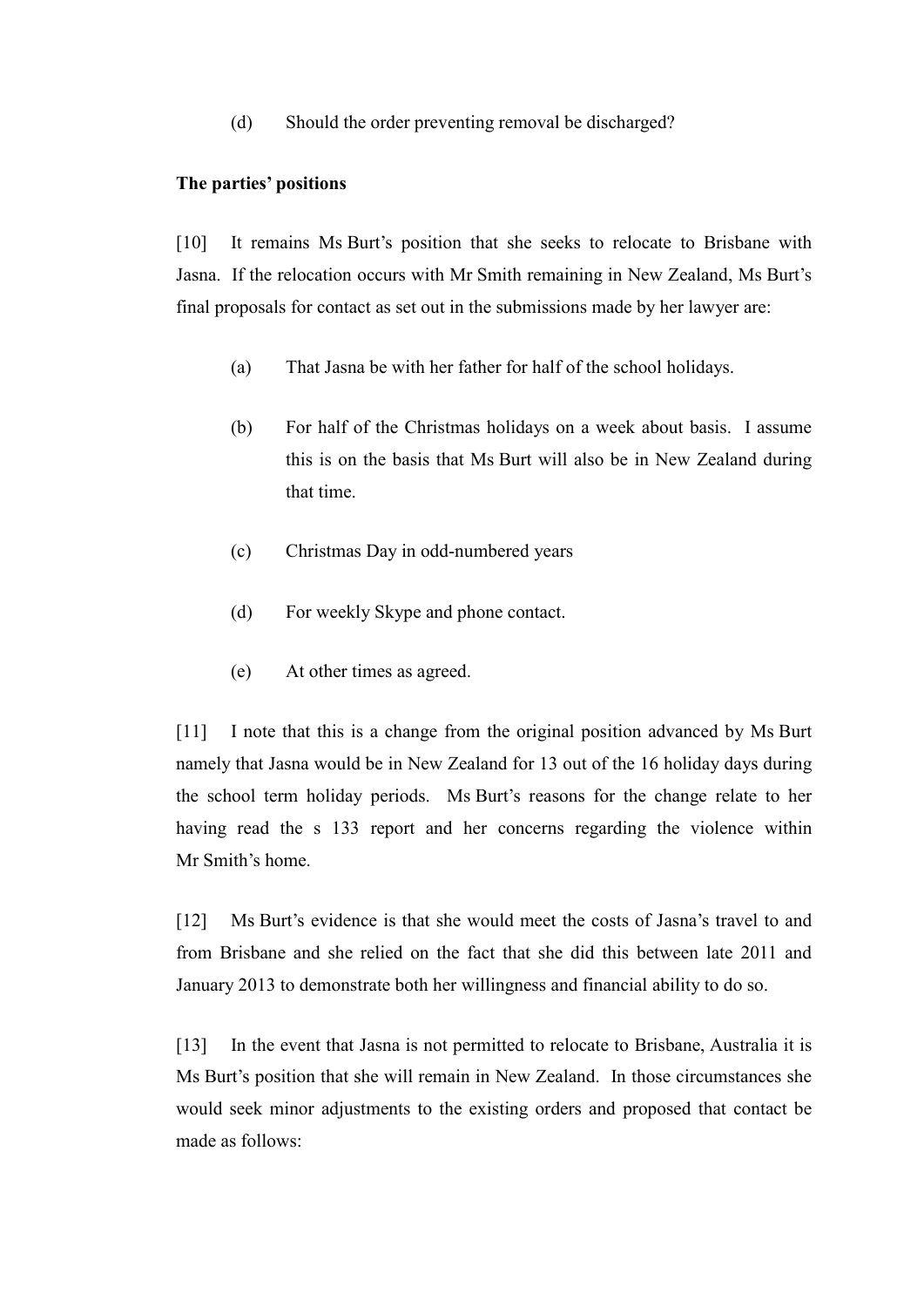(d) Should the order preventing removal be discharged?

**The parties' positions**

[10] It remains Ms Burt's position that she seeks to relocate to Brisbane with Jasna. If the relocation occurs with Mr Smith remaining in New Zealand, Ms Burt's final proposals for contact as set out in the submissions made by her lawyer are:

(a) That Jasna be with her father for half of the school holidays.

(b) For half of the Christmas holidays on a week about basis. I assume this is on the basis that Ms Burt will also be in New Zealand during that time.

(c) Christmas Day in odd-numbered years

(d) For weekly Skype and phone contact.

(e) At other times as agreed.

[11] I note that this is a change from the original position advanced by Ms Burt namely that Jasna would be in New Zealand for 13 out of the 16 holiday days during the school term holiday periods. Ms Burt's reasons for the change relate to her having read the s 133 report and her concerns regarding the violence within Mr Smith's home.

[12] Ms Burt's evidence is that she would meet the costs of Jasna's travel to and from Brisbane and she relied on the fact that she did this between late 2011 and January 2013 to demonstrate both her willingness and financial ability to do so.

[13] In the event that Jasna is not permitted to relocate to Brisbane, Australia it is Ms Burt's position that she will remain in New Zealand. In those circumstances she would seek minor adjustments to the existing orders and proposed that contact be made as follows: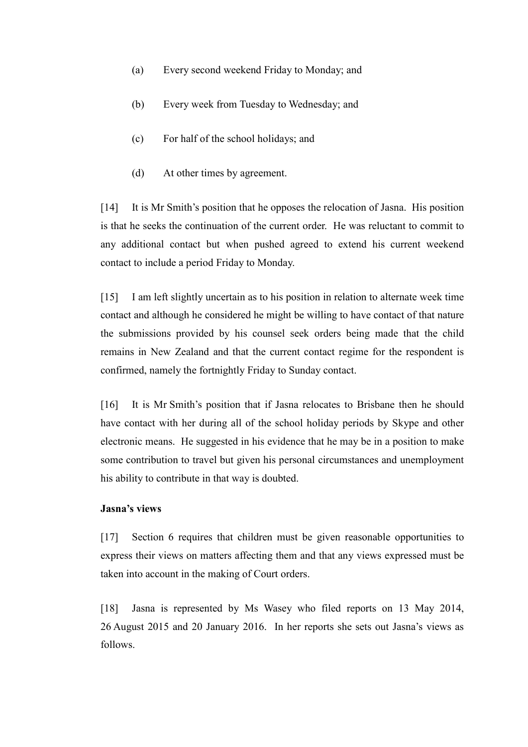(a) Every second weekend Friday to Monday; and

(b) Every week from Tuesday to Wednesday; and

(c) For half of the school holidays; and

(d) At other times by agreement.

[14] It is Mr Smith's position that he opposes the relocation of Jasna. His position is that he seeks the continuation of the current order. He was reluctant to commit to any additional contact but when pushed agreed to extend his current weekend contact to include a period Friday to Monday.

[15] I am left slightly uncertain as to his position in relation to alternate week time contact and although he considered he might be willing to have contact of that nature the submissions provided by his counsel seek orders being made that the child remains in New Zealand and that the current contact regime for the respondent is confirmed, namely the fortnightly Friday to Sunday contact.

[16] It is Mr Smith's position that if Jasna relocates to Brisbane then he should have contact with her during all of the school holiday periods by Skype and other electronic means. He suggested in his evidence that he may be in a position to make some contribution to travel but given his personal circumstances and unemployment his ability to contribute in that way is doubted.

**Jasna's views**

[17] Section 6 requires that children must be given reasonable opportunities to express their views on matters affecting them and that any views expressed must be taken into account in the making of Court orders.

[18] Jasna is represented by Ms Wasey who filed reports on 13 May 2014, 26 August 2015 and 20 January 2016. In her reports she sets out Jasna's views as follows.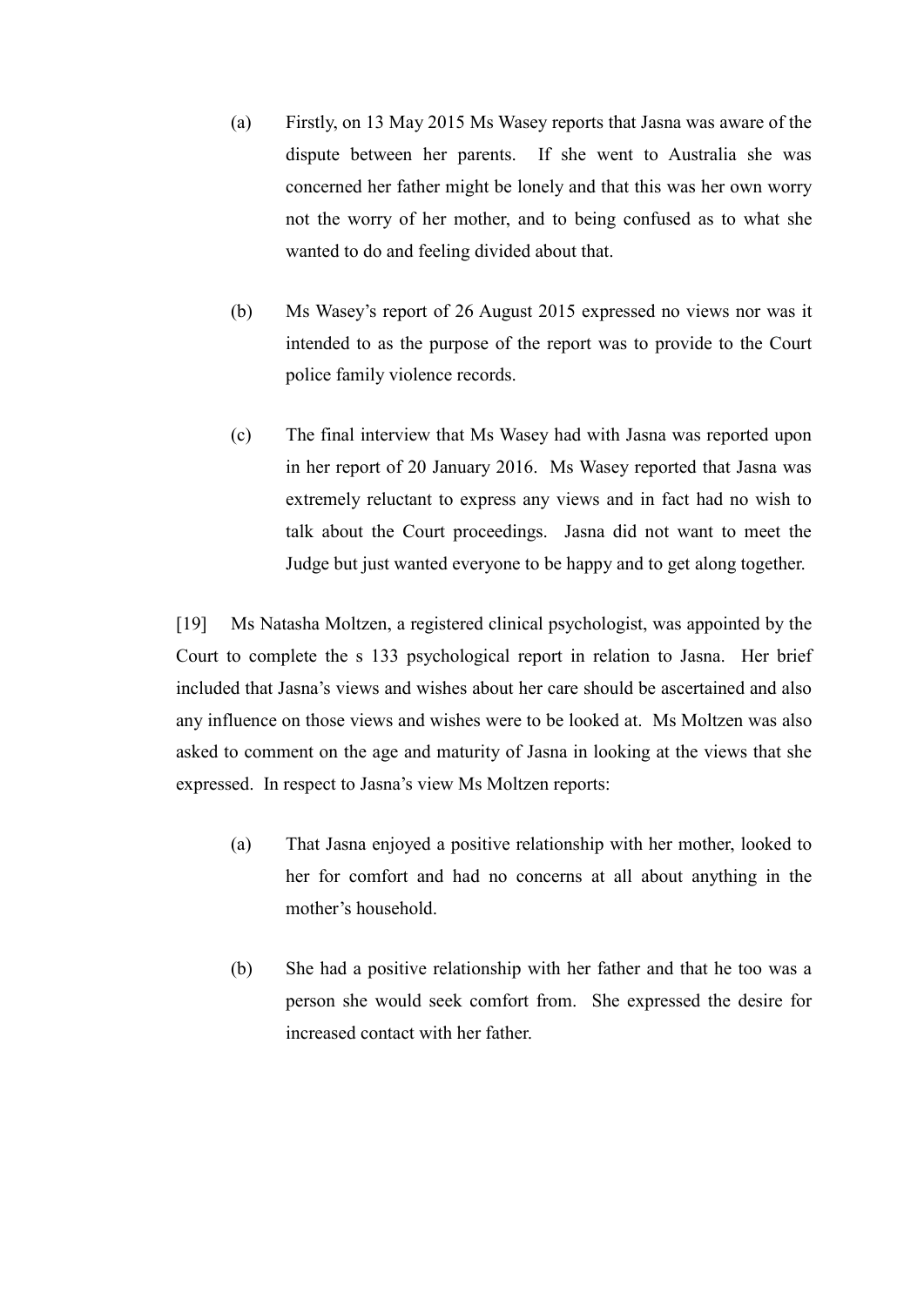(a) Firstly, on 13 May 2015 Ms Wasey reports that Jasna was aware of the dispute between her parents. If she went to Australia she was concerned her father might be lonely and that this was her own worry not the worry of her mother, and to being confused as to what she wanted to do and feeling divided about that.

(b) Ms Wasey's report of 26 August 2015 expressed no views nor was it intended to as the purpose of the report was to provide to the Court police family violence records.

(c) The final interview that Ms Wasey had with Jasna was reported upon in her report of 20 January 2016. Ms Wasey reported that Jasna was extremely reluctant to express any views and in fact had no wish to talk about the Court proceedings. Jasna did not want to meet the Judge but just wanted everyone to be happy and to get along together.

[19] Ms Natasha Moltzen, a registered clinical psychologist, was appointed by the Court to complete the s 133 psychological report in relation to Jasna. Her brief included that Jasna's views and wishes about her care should be ascertained and also any influence on those views and wishes were to be looked at. Ms Moltzen was also asked to comment on the age and maturity of Jasna in looking at the views that she expressed. In respect to Jasna's view Ms Moltzen reports:

(a) That Jasna enjoyed a positive relationship with her mother, looked to her for comfort and had no concerns at all about anything in the mother's household.

(b) She had a positive relationship with her father and that he too was a person she would seek comfort from. She expressed the desire for increased contact with her father.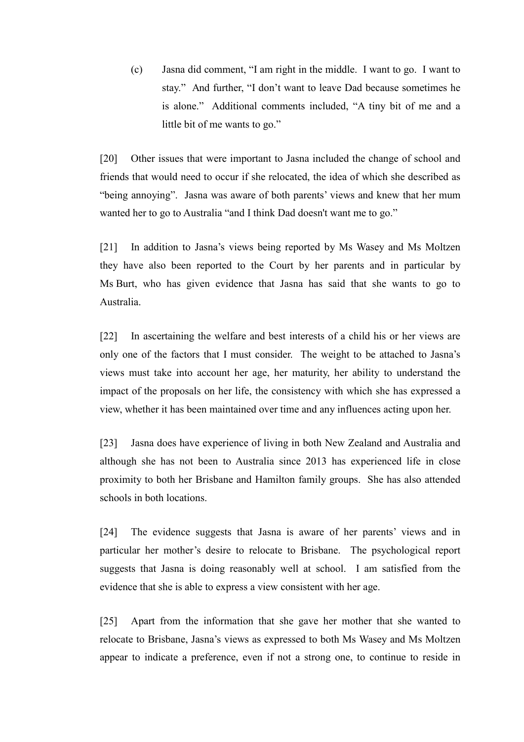(c) Jasna did comment, "I am right in the middle. I want to go. I want to stay." And further, "I don't want to leave Dad because sometimes he is alone." Additional comments included, "A tiny bit of me and a little bit of me wants to go."

[20] Other issues that were important to Jasna included the change of school and friends that would need to occur if she relocated, the idea of which she described as "being annoying". Jasna was aware of both parents' views and knew that her mum wanted her to go to Australia "and I think Dad doesn't want me to go."

[21] In addition to Jasna's views being reported by Ms Wasey and Ms Moltzen they have also been reported to the Court by her parents and in particular by Ms Burt, who has given evidence that Jasna has said that she wants to go to Australia.

[22] In ascertaining the welfare and best interests of a child his or her views are only one of the factors that I must consider. The weight to be attached to Jasna's views must take into account her age, her maturity, her ability to understand the impact of the proposals on her life, the consistency with which she has expressed a view, whether it has been maintained over time and any influences acting upon her.

[23] Jasna does have experience of living in both New Zealand and Australia and although she has not been to Australia since 2013 has experienced life in close proximity to both her Brisbane and Hamilton family groups. She has also attended schools in both locations.

[24] The evidence suggests that Jasna is aware of her parents' views and in particular her mother's desire to relocate to Brisbane. The psychological report suggests that Jasna is doing reasonably well at school. I am satisfied from the evidence that she is able to express a view consistent with her age.

[25] Apart from the information that she gave her mother that she wanted to relocate to Brisbane, Jasna's views as expressed to both Ms Wasey and Ms Moltzen appear to indicate a preference, even if not a strong one, to continue to reside in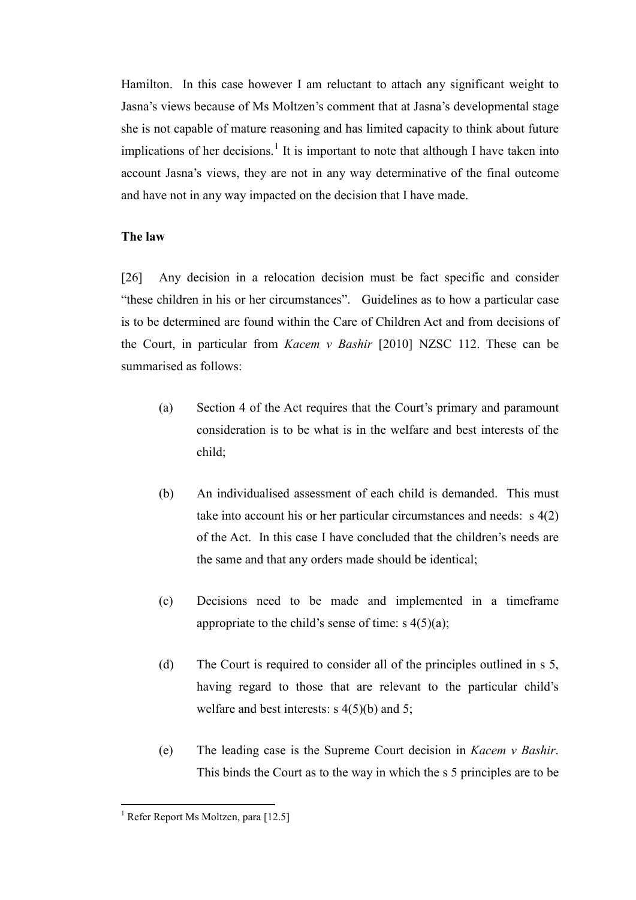Hamilton. In this case however I am reluctant to attach any significant weight to Jasna's views because of Ms Moltzen's comment that at Jasna's developmental stage she is not capable of mature reasoning and has limited capacity to think about future implications of her decisions.[1] It is important to note that although I have taken into account Jasna's views, they are not in any way determinative of the final outcome and have not in any way impacted on the decision that I have made.

**The law**

[26] Any decision in a relocation decision must be fact specific and consider "these children in his or her circumstances". Guidelines as to how a particular case is to be determined are found within the Care of Children Act and from decisions of the Court, in particular from *Kacem v Bashir* [2010] NZSC 112. These can be summarised as follows:

(a) Section 4 of the Act requires that the Court's primary and paramount consideration is to be what is in the welfare and best interests of the child;

(b) An individualised assessment of each child is demanded. This must take into account his or her particular circumstances and needs: s 4(2) of the Act. In this case I have concluded that the children's needs are the same and that any orders made should be identical;

(c) Decisions need to be made and implemented in a timeframe appropriate to the child's sense of time: s 4(5)(a);

(d) The Court is required to consider all of the principles outlined in s 5, having regard to those that are relevant to the particular child's welfare and best interests: s 4(5)(b) and 5;

(e) The leading case is the Supreme Court decision in *Kacem v Bashir*. This binds the Court as to the way in which the s 5 principles are to be

[1] Refer Report Ms Moltzen, para [12.5]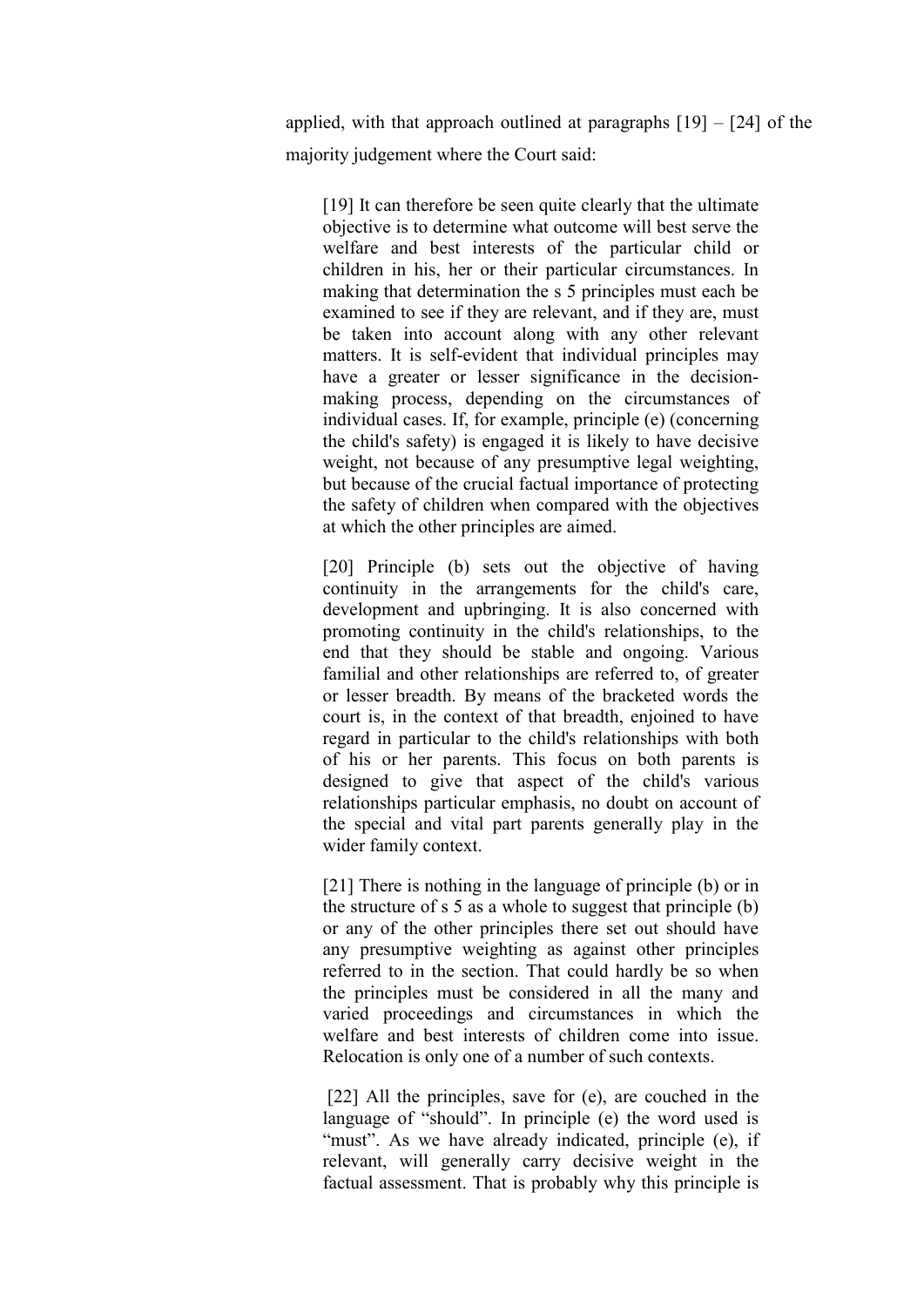applied, with that approach outlined at paragraphs [19] – [24] of the majority judgement where the Court said:

> [19] It can therefore be seen quite clearly that the ultimate objective is to determine what outcome will best serve the welfare and best interests of the particular child or children in his, her or their particular circumstances. In making that determination the s 5 principles must each be examined to see if they are relevant, and if they are, must be taken into account along with any other relevant matters. It is self-evident that individual principles may have a greater or lesser significance in the decision-making process, depending on the circumstances of individual cases. If, for example, principle (e) (concerning the child's safety) is engaged it is likely to have decisive weight, not because of any presumptive legal weighting, but because of the crucial factual importance of protecting the safety of children when compared with the objectives at which the other principles are aimed.
>
> [20] Principle (b) sets out the objective of having continuity in the arrangements for the child's care, development and upbringing. It is also concerned with promoting continuity in the child's relationships, to the end that they should be stable and ongoing. Various familial and other relationships are referred to, of greater or lesser breadth. By means of the bracketed words the court is, in the context of that breadth, enjoined to have regard in particular to the child's relationships with both of his or her parents. This focus on both parents is designed to give that aspect of the child's various relationships particular emphasis, no doubt on account of the special and vital part parents generally play in the wider family context.
>
> [21] There is nothing in the language of principle (b) or in the structure of s 5 as a whole to suggest that principle (b) or any of the other principles there set out should have any presumptive weighting as against other principles referred to in the section. That could hardly be so when the principles must be considered in all the many and varied proceedings and circumstances in which the welfare and best interests of children come into issue. Relocation is only one of a number of such contexts.
>
> [22] All the principles, save for (e), are couched in the language of "should". In principle (e) the word used is "must". As we have already indicated, principle (e), if relevant, will generally carry decisive weight in the factual assessment. That is probably why this principle is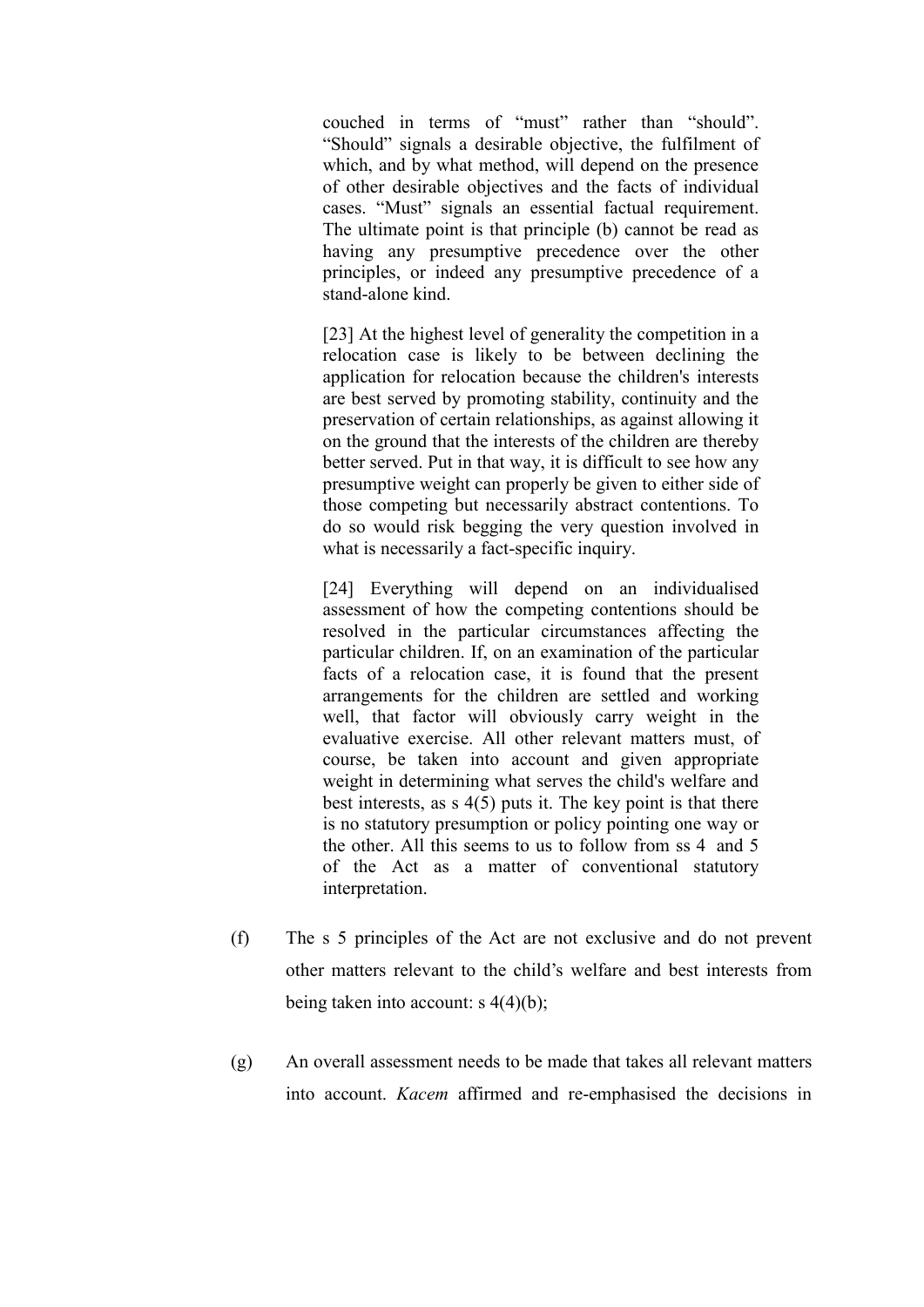> couched in terms of "must" rather than "should". "Should" signals a desirable objective, the fulfilment of which, and by what method, will depend on the presence of other desirable objectives and the facts of individual cases. "Must" signals an essential factual requirement. The ultimate point is that principle (b) cannot be read as having any presumptive precedence over the other principles, or indeed any presumptive precedence of a stand-alone kind.
>
> [23] At the highest level of generality the competition in a relocation case is likely to be between declining the application for relocation because the children's interests are best served by promoting stability, continuity and the preservation of certain relationships, as against allowing it on the ground that the interests of the children are thereby better served. Put in that way, it is difficult to see how any presumptive weight can properly be given to either side of those competing but necessarily abstract contentions. To do so would risk begging the very question involved in what is necessarily a fact-specific inquiry.
>
> [24] Everything will depend on an individualised assessment of how the competing contentions should be resolved in the particular circumstances affecting the particular children. If, on an examination of the particular facts of a relocation case, it is found that the present arrangements for the children are settled and working well, that factor will obviously carry weight in the evaluative exercise. All other relevant matters must, of course, be taken into account and given appropriate weight in determining what serves the child's welfare and best interests, as s 4(5) puts it. The key point is that there is no statutory presumption or policy pointing one way or the other. All this seems to us to follow from ss 4 and 5 of the Act as a matter of conventional statutory interpretation.

(f) The s 5 principles of the Act are not exclusive and do not prevent other matters relevant to the child's welfare and best interests from being taken into account: s 4(4)(b);

(g) An overall assessment needs to be made that takes all relevant matters into account. *Kacem* affirmed and re-emphasised the decisions in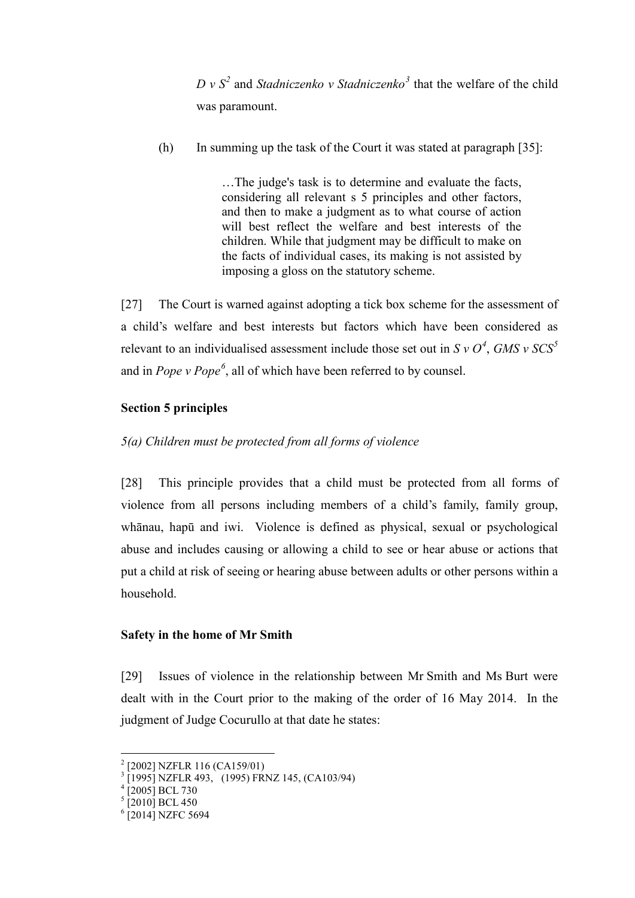*D v S*[2] and *Stadniczenko v Stadniczenko*[3] that the welfare of the child was paramount.

(h) In summing up the task of the Court it was stated at paragraph [35]:

> …The judge's task is to determine and evaluate the facts, considering all relevant s 5 principles and other factors, and then to make a judgment as to what course of action will best reflect the welfare and best interests of the children. While that judgment may be difficult to make on the facts of individual cases, its making is not assisted by imposing a gloss on the statutory scheme.

[27] The Court is warned against adopting a tick box scheme for the assessment of a child's welfare and best interests but factors which have been considered as relevant to an individualised assessment include those set out in *S v O*[4], *GMS v SCS*[5] and in *Pope v Pope*[6], all of which have been referred to by counsel.

**Section 5 principles**

*5(a) Children must be protected from all forms of violence*

[28] This principle provides that a child must be protected from all forms of violence from all persons including members of a child's family, family group, whānau, hapū and iwi. Violence is defined as physical, sexual or psychological abuse and includes causing or allowing a child to see or hear abuse or actions that put a child at risk of seeing or hearing abuse between adults or other persons within a household.

**Safety in the home of Mr Smith**

[29] Issues of violence in the relationship between Mr Smith and Ms Burt were dealt with in the Court prior to the making of the order of 16 May 2014. In the judgment of Judge Cocurullo at that date he states:

---

[2] [2002] NZFLR 116 (CA159/01)

[3] [1995] NZFLR 493, (1995) FRNZ 145, (CA103/94)

[4] [2005] BCL 730

[5] [2010] BCL 450

[6] [2014] NZFC 5694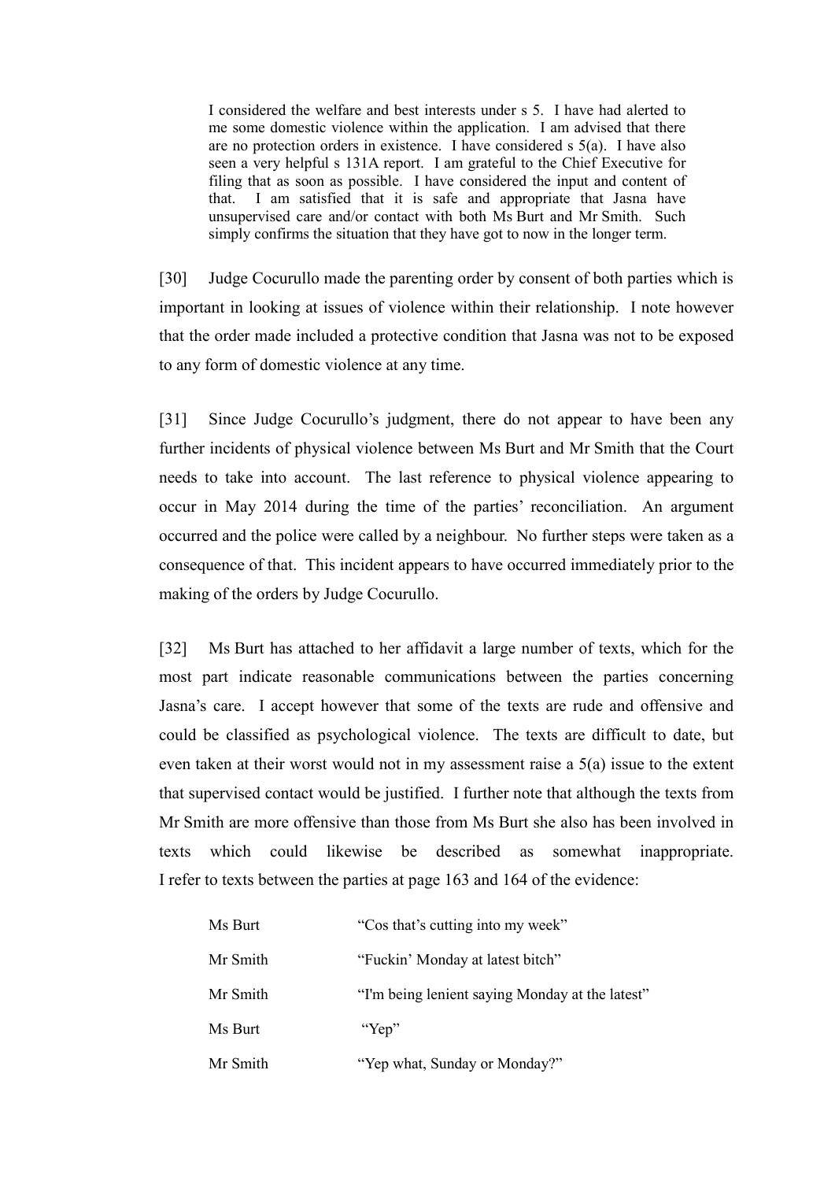> I considered the welfare and best interests under s 5. I have had alerted to me some domestic violence within the application. I am advised that there are no protection orders in existence. I have considered s 5(a). I have also seen a very helpful s 131A report. I am grateful to the Chief Executive for filing that as soon as possible. I have considered the input and content of that. I am satisfied that it is safe and appropriate that Jasna have unsupervised care and/or contact with both Ms Burt and Mr Smith. Such simply confirms the situation that they have got to now in the longer term.

[30] Judge Cocurullo made the parenting order by consent of both parties which is important in looking at issues of violence within their relationship. I note however that the order made included a protective condition that Jasna was not to be exposed to any form of domestic violence at any time.

[31] Since Judge Cocurullo's judgment, there do not appear to have been any further incidents of physical violence between Ms Burt and Mr Smith that the Court needs to take into account. The last reference to physical violence appearing to occur in May 2014 during the time of the parties' reconciliation. An argument occurred and the police were called by a neighbour. No further steps were taken as a consequence of that. This incident appears to have occurred immediately prior to the making of the orders by Judge Cocurullo.

[32] Ms Burt has attached to her affidavit a large number of texts, which for the most part indicate reasonable communications between the parties concerning Jasna's care. I accept however that some of the texts are rude and offensive and could be classified as psychological violence. The texts are difficult to date, but even taken at their worst would not in my assessment raise a 5(a) issue to the extent that supervised contact would be justified. I further note that although the texts from Mr Smith are more offensive than those from Ms Burt she also has been involved in texts which could likewise be described as somewhat inappropriate. I refer to texts between the parties at page 163 and 164 of the evidence:

| | |
|---|---|
| Ms Burt | "Cos that's cutting into my week" |
| Mr Smith | "Fuckin' Monday at latest bitch" |
| Mr Smith | "I'm being lenient saying Monday at the latest" |
| Ms Burt | "Yep" |
| Mr Smith | "Yep what, Sunday or Monday?" |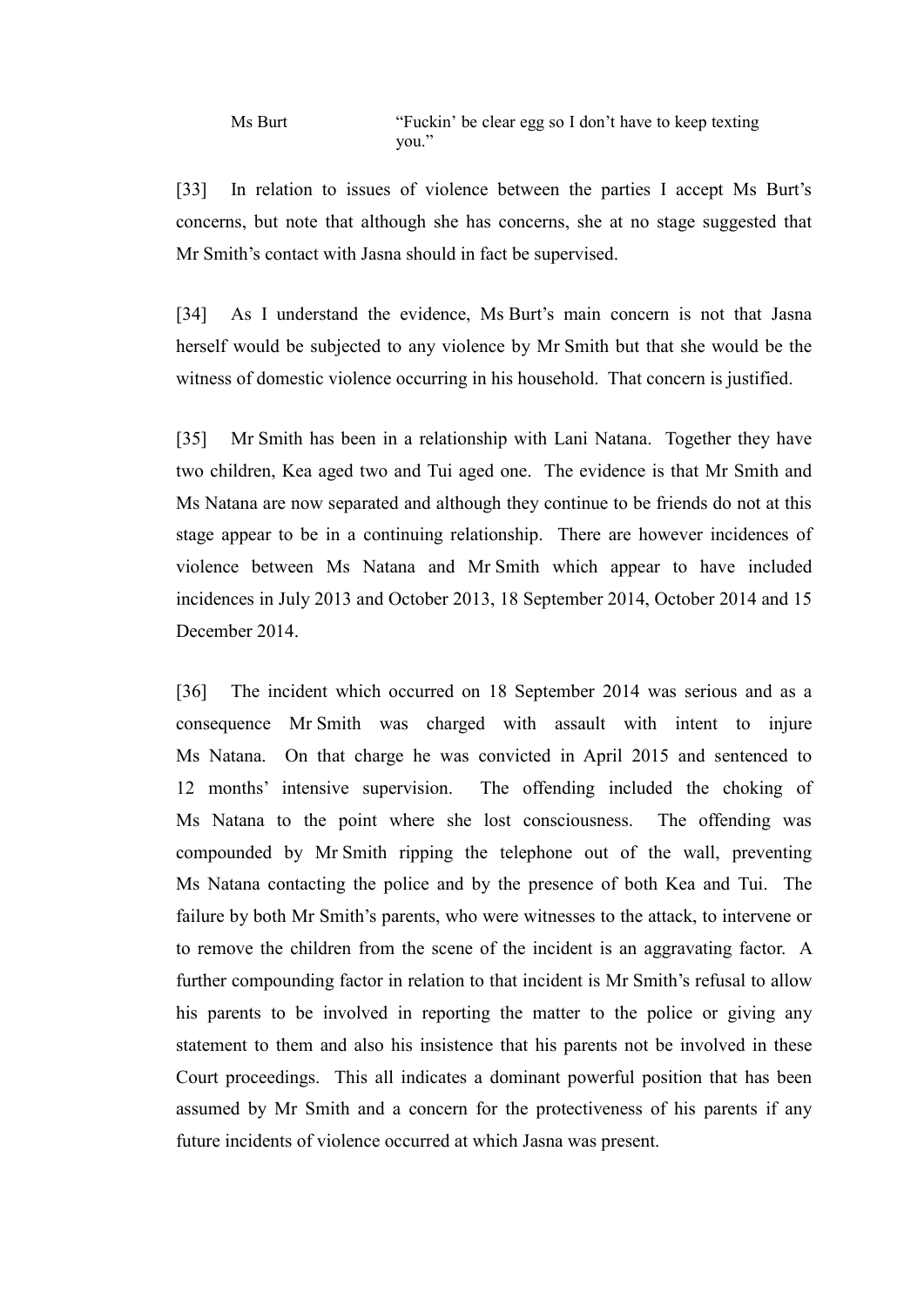| | |
|---|---|
| Ms Burt | "Fuckin' be clear egg so I don't have to keep texting you." |

[33] In relation to issues of violence between the parties I accept Ms Burt's concerns, but note that although she has concerns, she at no stage suggested that Mr Smith's contact with Jasna should in fact be supervised.

[34] As I understand the evidence, Ms Burt's main concern is not that Jasna herself would be subjected to any violence by Mr Smith but that she would be the witness of domestic violence occurring in his household. That concern is justified.

[35] Mr Smith has been in a relationship with Lani Natana. Together they have two children, Kea aged two and Tui aged one. The evidence is that Mr Smith and Ms Natana are now separated and although they continue to be friends do not at this stage appear to be in a continuing relationship. There are however incidences of violence between Ms Natana and Mr Smith which appear to have included incidences in July 2013 and October 2013, 18 September 2014, October 2014 and 15 December 2014.

[36] The incident which occurred on 18 September 2014 was serious and as a consequence Mr Smith was charged with assault with intent to injure Ms Natana. On that charge he was convicted in April 2015 and sentenced to 12 months' intensive supervision. The offending included the choking of Ms Natana to the point where she lost consciousness. The offending was compounded by Mr Smith ripping the telephone out of the wall, preventing Ms Natana contacting the police and by the presence of both Kea and Tui. The failure by both Mr Smith's parents, who were witnesses to the attack, to intervene or to remove the children from the scene of the incident is an aggravating factor. A further compounding factor in relation to that incident is Mr Smith's refusal to allow his parents to be involved in reporting the matter to the police or giving any statement to them and also his insistence that his parents not be involved in these Court proceedings. This all indicates a dominant powerful position that has been assumed by Mr Smith and a concern for the protectiveness of his parents if any future incidents of violence occurred at which Jasna was present.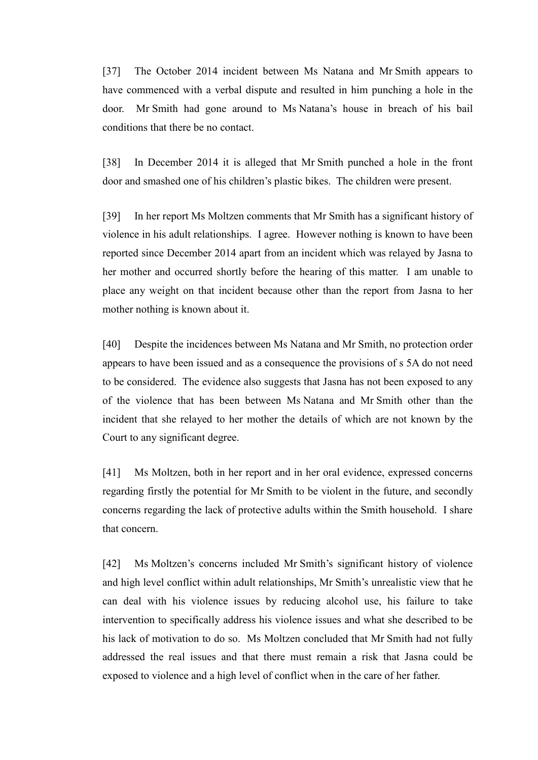[37] The October 2014 incident between Ms Natana and Mr Smith appears to have commenced with a verbal dispute and resulted in him punching a hole in the door. Mr Smith had gone around to Ms Natana's house in breach of his bail conditions that there be no contact.

[38] In December 2014 it is alleged that Mr Smith punched a hole in the front door and smashed one of his children's plastic bikes. The children were present.

[39] In her report Ms Moltzen comments that Mr Smith has a significant history of violence in his adult relationships. I agree. However nothing is known to have been reported since December 2014 apart from an incident which was relayed by Jasna to her mother and occurred shortly before the hearing of this matter. I am unable to place any weight on that incident because other than the report from Jasna to her mother nothing is known about it.

[40] Despite the incidences between Ms Natana and Mr Smith, no protection order appears to have been issued and as a consequence the provisions of s 5A do not need to be considered. The evidence also suggests that Jasna has not been exposed to any of the violence that has been between Ms Natana and Mr Smith other than the incident that she relayed to her mother the details of which are not known by the Court to any significant degree.

[41] Ms Moltzen, both in her report and in her oral evidence, expressed concerns regarding firstly the potential for Mr Smith to be violent in the future, and secondly concerns regarding the lack of protective adults within the Smith household. I share that concern.

[42] Ms Moltzen's concerns included Mr Smith's significant history of violence and high level conflict within adult relationships, Mr Smith's unrealistic view that he can deal with his violence issues by reducing alcohol use, his failure to take intervention to specifically address his violence issues and what she described to be his lack of motivation to do so. Ms Moltzen concluded that Mr Smith had not fully addressed the real issues and that there must remain a risk that Jasna could be exposed to violence and a high level of conflict when in the care of her father.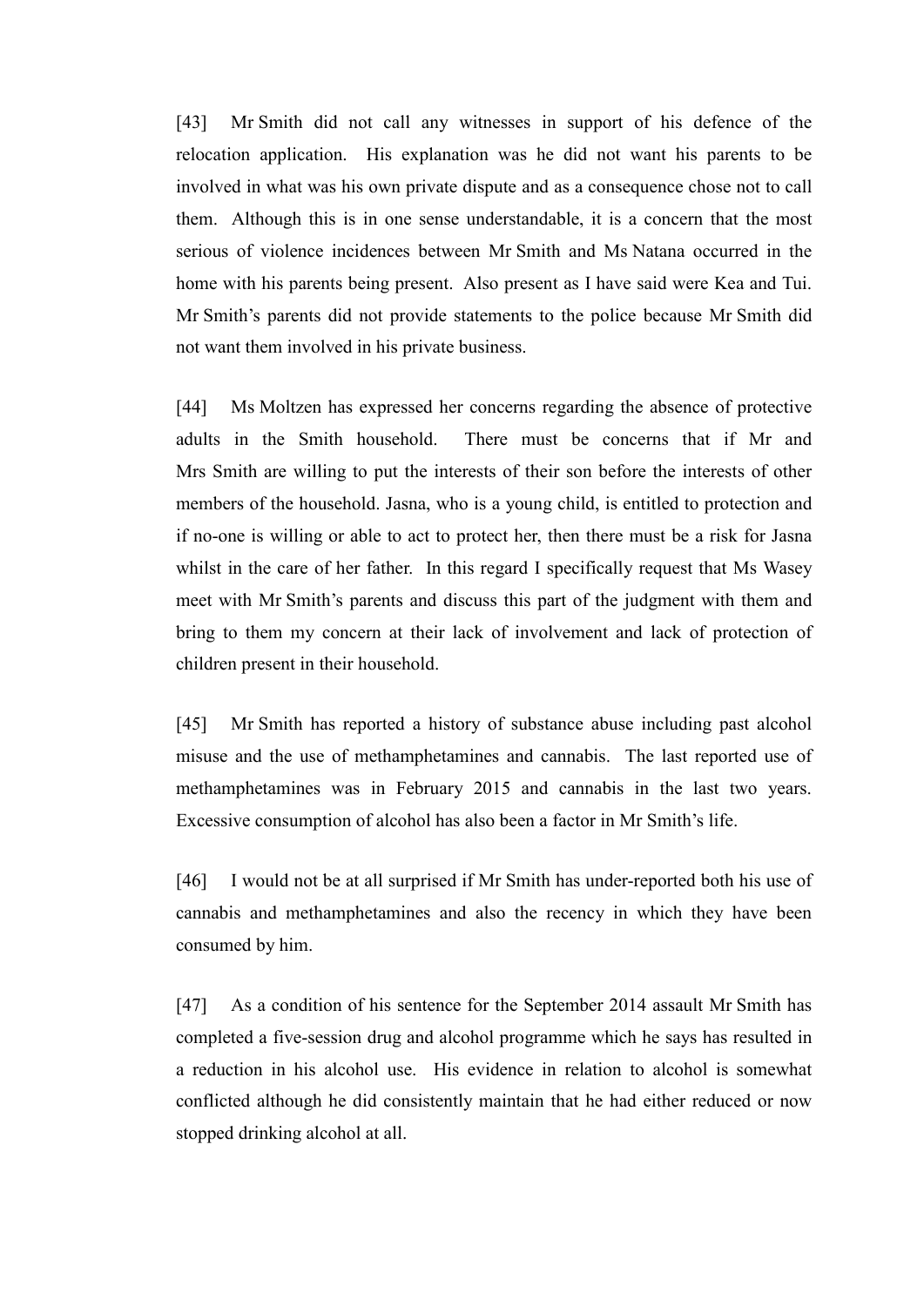[43] Mr Smith did not call any witnesses in support of his defence of the relocation application. His explanation was he did not want his parents to be involved in what was his own private dispute and as a consequence chose not to call them. Although this is in one sense understandable, it is a concern that the most serious of violence incidences between Mr Smith and Ms Natana occurred in the home with his parents being present. Also present as I have said were Kea and Tui. Mr Smith's parents did not provide statements to the police because Mr Smith did not want them involved in his private business.

[44] Ms Moltzen has expressed her concerns regarding the absence of protective adults in the Smith household. There must be concerns that if Mr and Mrs Smith are willing to put the interests of their son before the interests of other members of the household. Jasna, who is a young child, is entitled to protection and if no-one is willing or able to act to protect her, then there must be a risk for Jasna whilst in the care of her father. In this regard I specifically request that Ms Wasey meet with Mr Smith's parents and discuss this part of the judgment with them and bring to them my concern at their lack of involvement and lack of protection of children present in their household.

[45] Mr Smith has reported a history of substance abuse including past alcohol misuse and the use of methamphetamines and cannabis. The last reported use of methamphetamines was in February 2015 and cannabis in the last two years. Excessive consumption of alcohol has also been a factor in Mr Smith's life.

[46] I would not be at all surprised if Mr Smith has under-reported both his use of cannabis and methamphetamines and also the recency in which they have been consumed by him.

[47] As a condition of his sentence for the September 2014 assault Mr Smith has completed a five-session drug and alcohol programme which he says has resulted in a reduction in his alcohol use. His evidence in relation to alcohol is somewhat conflicted although he did consistently maintain that he had either reduced or now stopped drinking alcohol at all.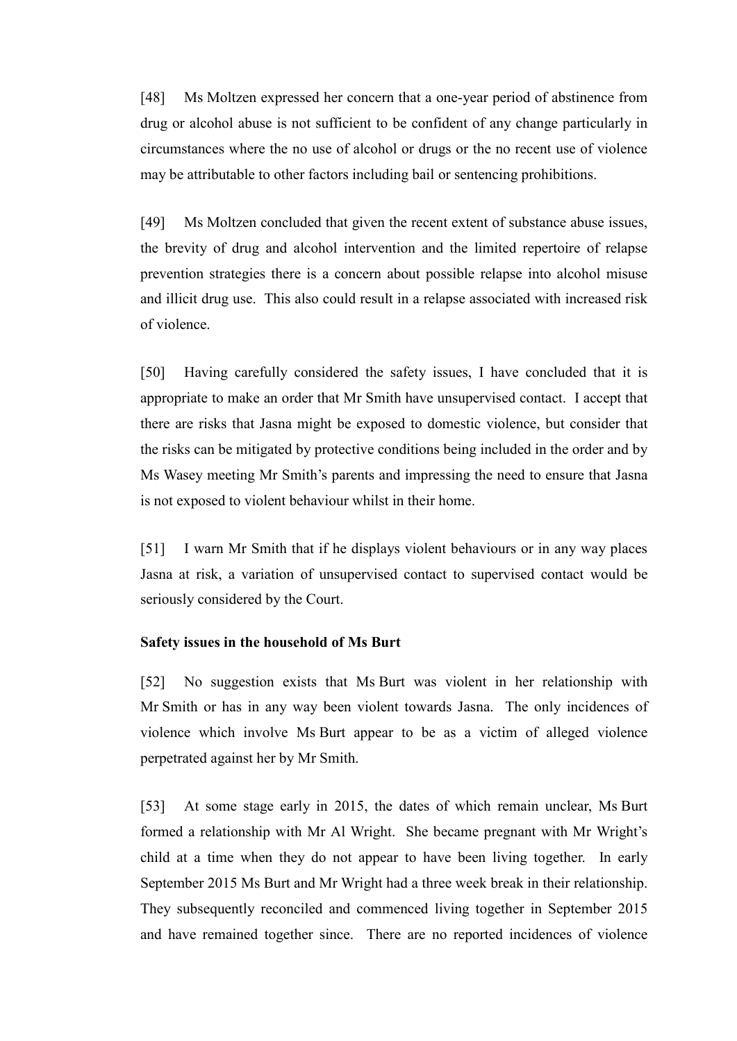[48] Ms Moltzen expressed her concern that a one-year period of abstinence from drug or alcohol abuse is not sufficient to be confident of any change particularly in circumstances where the no use of alcohol or drugs or the no recent use of violence may be attributable to other factors including bail or sentencing prohibitions.

[49] Ms Moltzen concluded that given the recent extent of substance abuse issues, the brevity of drug and alcohol intervention and the limited repertoire of relapse prevention strategies there is a concern about possible relapse into alcohol misuse and illicit drug use. This also could result in a relapse associated with increased risk of violence.

[50] Having carefully considered the safety issues, I have concluded that it is appropriate to make an order that Mr Smith have unsupervised contact. I accept that there are risks that Jasna might be exposed to domestic violence, but consider that the risks can be mitigated by protective conditions being included in the order and by Ms Wasey meeting Mr Smith's parents and impressing the need to ensure that Jasna is not exposed to violent behaviour whilst in their home.

[51] I warn Mr Smith that if he displays violent behaviours or in any way places Jasna at risk, a variation of unsupervised contact to supervised contact would be seriously considered by the Court.

**Safety issues in the household of Ms Burt**

[52] No suggestion exists that Ms Burt was violent in her relationship with Mr Smith or has in any way been violent towards Jasna. The only incidences of violence which involve Ms Burt appear to be as a victim of alleged violence perpetrated against her by Mr Smith.

[53] At some stage early in 2015, the dates of which remain unclear, Ms Burt formed a relationship with Mr Al Wright. She became pregnant with Mr Wright's child at a time when they do not appear to have been living together. In early September 2015 Ms Burt and Mr Wright had a three week break in their relationship. They subsequently reconciled and commenced living together in September 2015 and have remained together since. There are no reported incidences of violence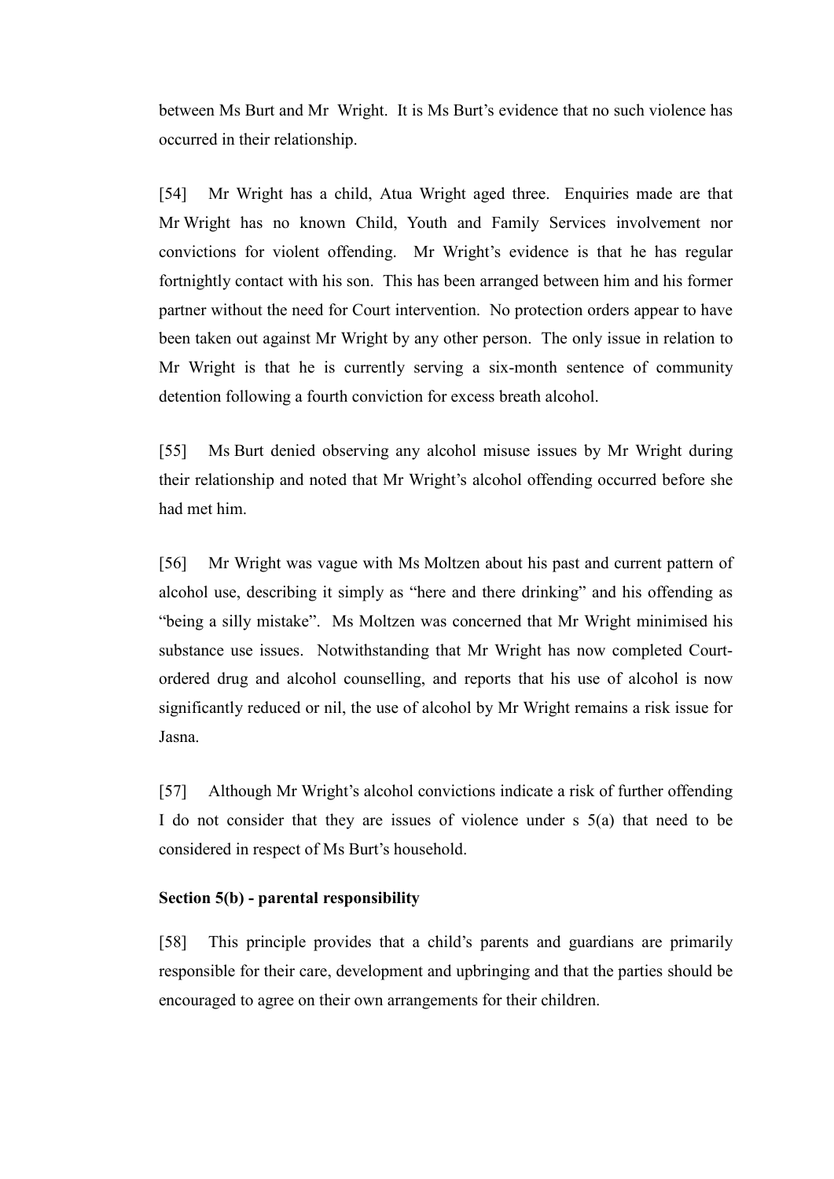between Ms Burt and Mr Wright. It is Ms Burt's evidence that no such violence has occurred in their relationship.

[54] Mr Wright has a child, Atua Wright aged three. Enquiries made are that Mr Wright has no known Child, Youth and Family Services involvement nor convictions for violent offending. Mr Wright's evidence is that he has regular fortnightly contact with his son. This has been arranged between him and his former partner without the need for Court intervention. No protection orders appear to have been taken out against Mr Wright by any other person. The only issue in relation to Mr Wright is that he is currently serving a six-month sentence of community detention following a fourth conviction for excess breath alcohol.

[55] Ms Burt denied observing any alcohol misuse issues by Mr Wright during their relationship and noted that Mr Wright's alcohol offending occurred before she had met him.

[56] Mr Wright was vague with Ms Moltzen about his past and current pattern of alcohol use, describing it simply as "here and there drinking" and his offending as "being a silly mistake". Ms Moltzen was concerned that Mr Wright minimised his substance use issues. Notwithstanding that Mr Wright has now completed Court-ordered drug and alcohol counselling, and reports that his use of alcohol is now significantly reduced or nil, the use of alcohol by Mr Wright remains a risk issue for Jasna.

[57] Although Mr Wright's alcohol convictions indicate a risk of further offending I do not consider that they are issues of violence under s 5(a) that need to be considered in respect of Ms Burt's household.

**Section 5(b) - parental responsibility**

[58] This principle provides that a child's parents and guardians are primarily responsible for their care, development and upbringing and that the parties should be encouraged to agree on their own arrangements for their children.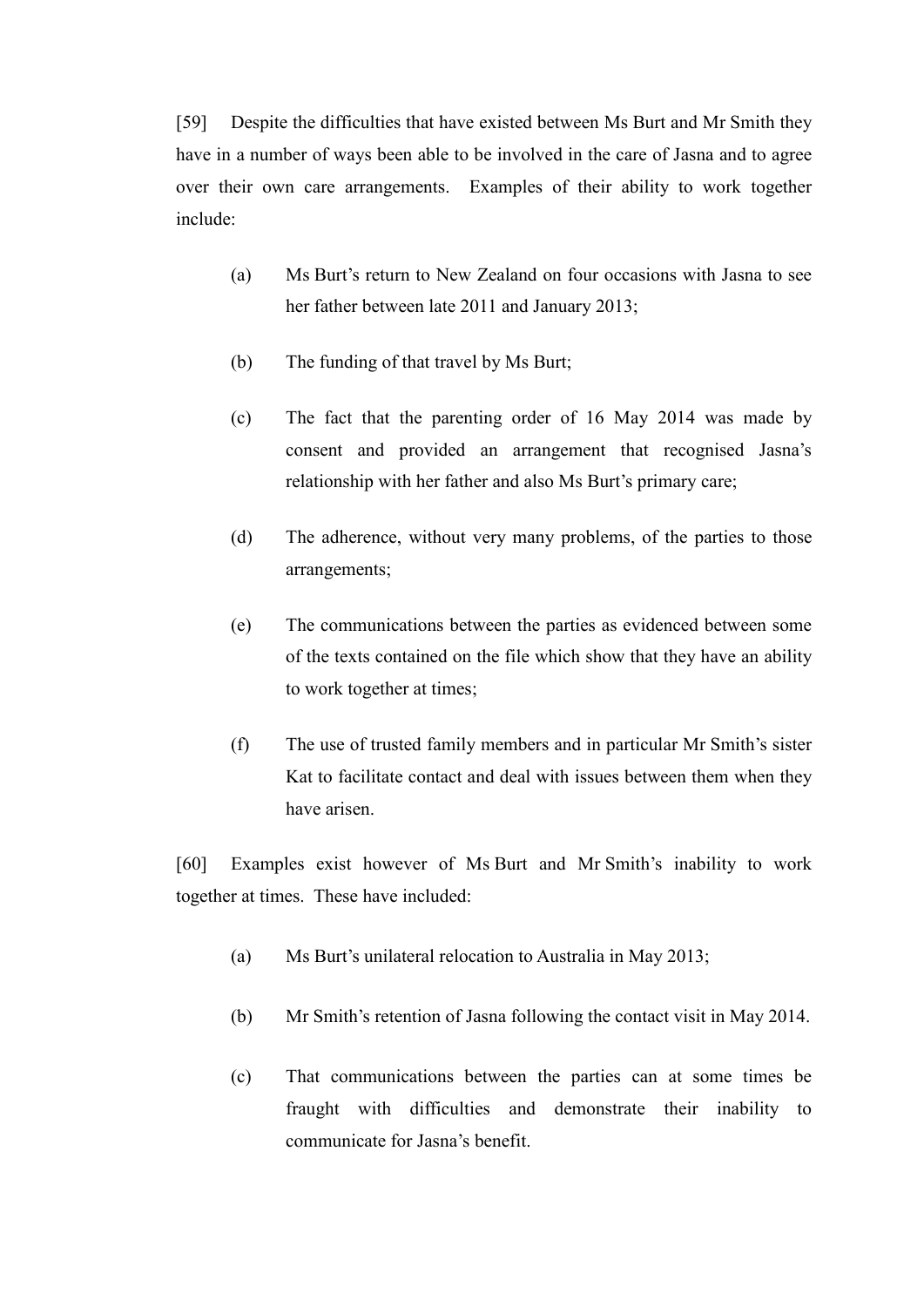[59] Despite the difficulties that have existed between Ms Burt and Mr Smith they have in a number of ways been able to be involved in the care of Jasna and to agree over their own care arrangements. Examples of their ability to work together include:

(a) Ms Burt's return to New Zealand on four occasions with Jasna to see her father between late 2011 and January 2013;

(b) The funding of that travel by Ms Burt;

(c) The fact that the parenting order of 16 May 2014 was made by consent and provided an arrangement that recognised Jasna's relationship with her father and also Ms Burt's primary care;

(d) The adherence, without very many problems, of the parties to those arrangements;

(e) The communications between the parties as evidenced between some of the texts contained on the file which show that they have an ability to work together at times;

(f) The use of trusted family members and in particular Mr Smith's sister Kat to facilitate contact and deal with issues between them when they have arisen.

[60] Examples exist however of Ms Burt and Mr Smith's inability to work together at times. These have included:

(a) Ms Burt's unilateral relocation to Australia in May 2013;

(b) Mr Smith's retention of Jasna following the contact visit in May 2014.

(c) That communications between the parties can at some times be fraught with difficulties and demonstrate their inability to communicate for Jasna's benefit.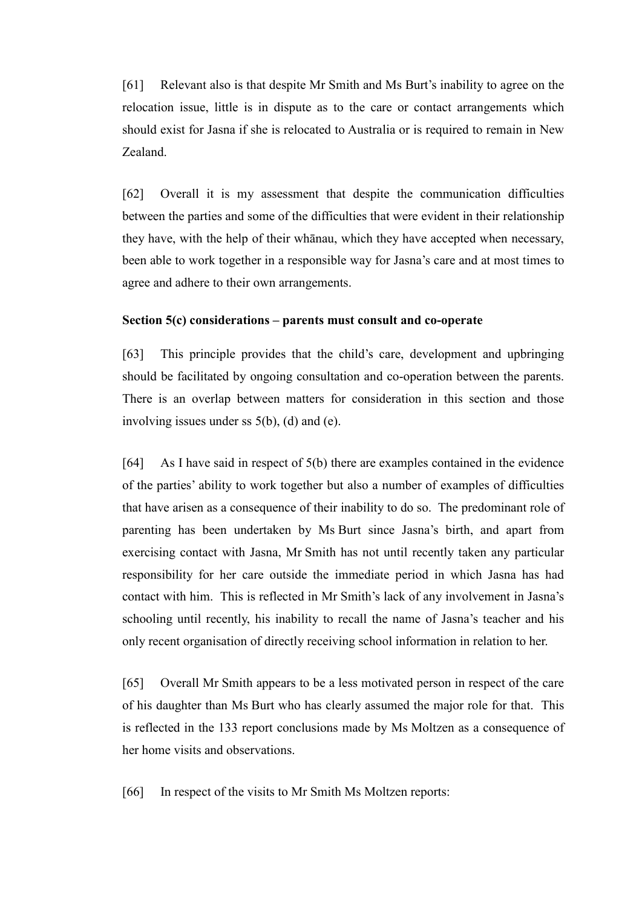[61] Relevant also is that despite Mr Smith and Ms Burt's inability to agree on the relocation issue, little is in dispute as to the care or contact arrangements which should exist for Jasna if she is relocated to Australia or is required to remain in New Zealand.

[62] Overall it is my assessment that despite the communication difficulties between the parties and some of the difficulties that were evident in their relationship they have, with the help of their whānau, which they have accepted when necessary, been able to work together in a responsible way for Jasna's care and at most times to agree and adhere to their own arrangements.

**Section 5(c) considerations – parents must consult and co-operate**

[63] This principle provides that the child's care, development and upbringing should be facilitated by ongoing consultation and co-operation between the parents. There is an overlap between matters for consideration in this section and those involving issues under ss 5(b), (d) and (e).

[64] As I have said in respect of 5(b) there are examples contained in the evidence of the parties' ability to work together but also a number of examples of difficulties that have arisen as a consequence of their inability to do so. The predominant role of parenting has been undertaken by Ms Burt since Jasna's birth, and apart from exercising contact with Jasna, Mr Smith has not until recently taken any particular responsibility for her care outside the immediate period in which Jasna has had contact with him. This is reflected in Mr Smith's lack of any involvement in Jasna's schooling until recently, his inability to recall the name of Jasna's teacher and his only recent organisation of directly receiving school information in relation to her.

[65] Overall Mr Smith appears to be a less motivated person in respect of the care of his daughter than Ms Burt who has clearly assumed the major role for that. This is reflected in the 133 report conclusions made by Ms Moltzen as a consequence of her home visits and observations.

[66] In respect of the visits to Mr Smith Ms Moltzen reports: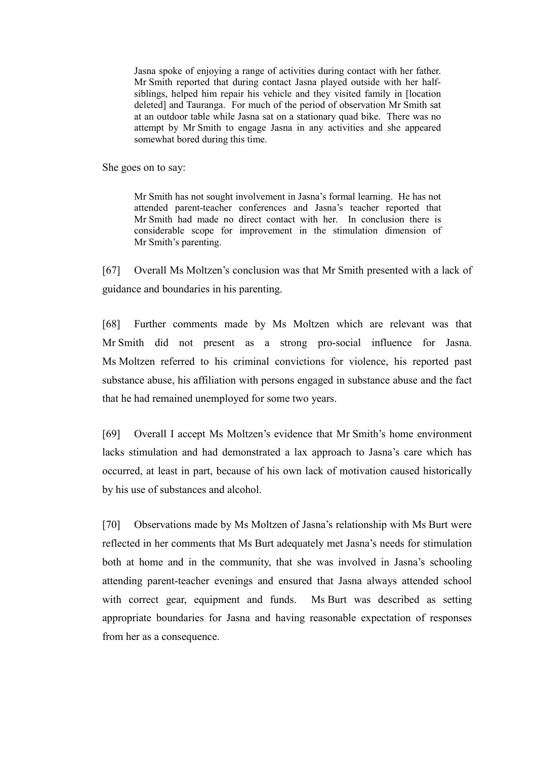> Jasna spoke of enjoying a range of activities during contact with her father. Mr Smith reported that during contact Jasna played outside with her half-siblings, helped him repair his vehicle and they visited family in [location deleted] and Tauranga. For much of the period of observation Mr Smith sat at an outdoor table while Jasna sat on a stationary quad bike. There was no attempt by Mr Smith to engage Jasna in any activities and she appeared somewhat bored during this time.

She goes on to say:

> Mr Smith has not sought involvement in Jasna's formal learning. He has not attended parent-teacher conferences and Jasna's teacher reported that Mr Smith had made no direct contact with her. In conclusion there is considerable scope for improvement in the stimulation dimension of Mr Smith's parenting.

[67] Overall Ms Moltzen's conclusion was that Mr Smith presented with a lack of guidance and boundaries in his parenting.

[68] Further comments made by Ms Moltzen which are relevant was that Mr Smith did not present as a strong pro-social influence for Jasna. Ms Moltzen referred to his criminal convictions for violence, his reported past substance abuse, his affiliation with persons engaged in substance abuse and the fact that he had remained unemployed for some two years.

[69] Overall I accept Ms Moltzen's evidence that Mr Smith's home environment lacks stimulation and had demonstrated a lax approach to Jasna's care which has occurred, at least in part, because of his own lack of motivation caused historically by his use of substances and alcohol.

[70] Observations made by Ms Moltzen of Jasna's relationship with Ms Burt were reflected in her comments that Ms Burt adequately met Jasna's needs for stimulation both at home and in the community, that she was involved in Jasna's schooling attending parent-teacher evenings and ensured that Jasna always attended school with correct gear, equipment and funds. Ms Burt was described as setting appropriate boundaries for Jasna and having reasonable expectation of responses from her as a consequence.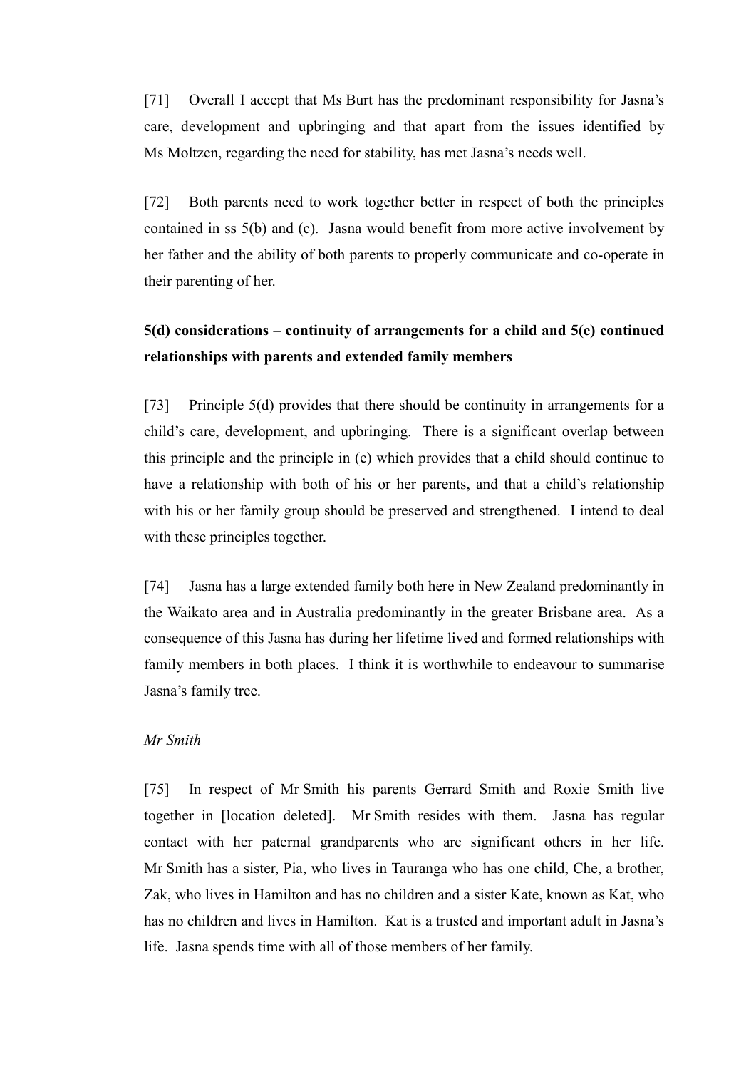[71] Overall I accept that Ms Burt has the predominant responsibility for Jasna's care, development and upbringing and that apart from the issues identified by Ms Moltzen, regarding the need for stability, has met Jasna's needs well.

[72] Both parents need to work together better in respect of both the principles contained in ss 5(b) and (c). Jasna would benefit from more active involvement by her father and the ability of both parents to properly communicate and co-operate in their parenting of her.

**5(d) considerations – continuity of arrangements for a child and 5(e) continued relationships with parents and extended family members**

[73] Principle 5(d) provides that there should be continuity in arrangements for a child's care, development, and upbringing. There is a significant overlap between this principle and the principle in (e) which provides that a child should continue to have a relationship with both of his or her parents, and that a child's relationship with his or her family group should be preserved and strengthened. I intend to deal with these principles together.

[74] Jasna has a large extended family both here in New Zealand predominantly in the Waikato area and in Australia predominantly in the greater Brisbane area. As a consequence of this Jasna has during her lifetime lived and formed relationships with family members in both places. I think it is worthwhile to endeavour to summarise Jasna's family tree.

*Mr Smith*

[75] In respect of Mr Smith his parents Gerrard Smith and Roxie Smith live together in [location deleted]. Mr Smith resides with them. Jasna has regular contact with her paternal grandparents who are significant others in her life. Mr Smith has a sister, Pia, who lives in Tauranga who has one child, Che, a brother, Zak, who lives in Hamilton and has no children and a sister Kate, known as Kat, who has no children and lives in Hamilton. Kat is a trusted and important adult in Jasna's life. Jasna spends time with all of those members of her family.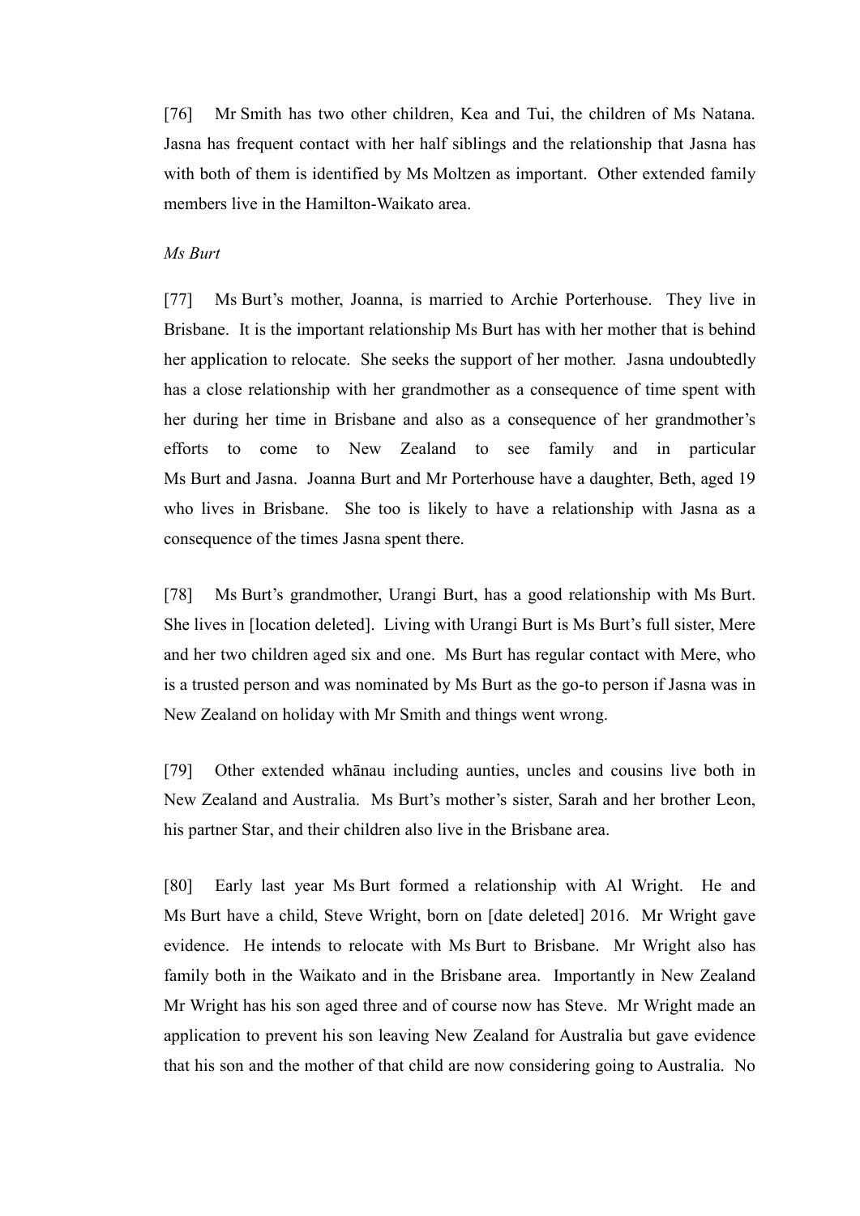[76] Mr Smith has two other children, Kea and Tui, the children of Ms Natana. Jasna has frequent contact with her half siblings and the relationship that Jasna has with both of them is identified by Ms Moltzen as important. Other extended family members live in the Hamilton-Waikato area.

*Ms Burt*

[77] Ms Burt's mother, Joanna, is married to Archie Porterhouse. They live in Brisbane. It is the important relationship Ms Burt has with her mother that is behind her application to relocate. She seeks the support of her mother. Jasna undoubtedly has a close relationship with her grandmother as a consequence of time spent with her during her time in Brisbane and also as a consequence of her grandmother's efforts to come to New Zealand to see family and in particular Ms Burt and Jasna. Joanna Burt and Mr Porterhouse have a daughter, Beth, aged 19 who lives in Brisbane. She too is likely to have a relationship with Jasna as a consequence of the times Jasna spent there.

[78] Ms Burt's grandmother, Urangi Burt, has a good relationship with Ms Burt. She lives in [location deleted]. Living with Urangi Burt is Ms Burt's full sister, Mere and her two children aged six and one. Ms Burt has regular contact with Mere, who is a trusted person and was nominated by Ms Burt as the go-to person if Jasna was in New Zealand on holiday with Mr Smith and things went wrong.

[79] Other extended whānau including aunties, uncles and cousins live both in New Zealand and Australia. Ms Burt's mother's sister, Sarah and her brother Leon, his partner Star, and their children also live in the Brisbane area.

[80] Early last year Ms Burt formed a relationship with Al Wright. He and Ms Burt have a child, Steve Wright, born on [date deleted] 2016. Mr Wright gave evidence. He intends to relocate with Ms Burt to Brisbane. Mr Wright also has family both in the Waikato and in the Brisbane area. Importantly in New Zealand Mr Wright has his son aged three and of course now has Steve. Mr Wright made an application to prevent his son leaving New Zealand for Australia but gave evidence that his son and the mother of that child are now considering going to Australia. No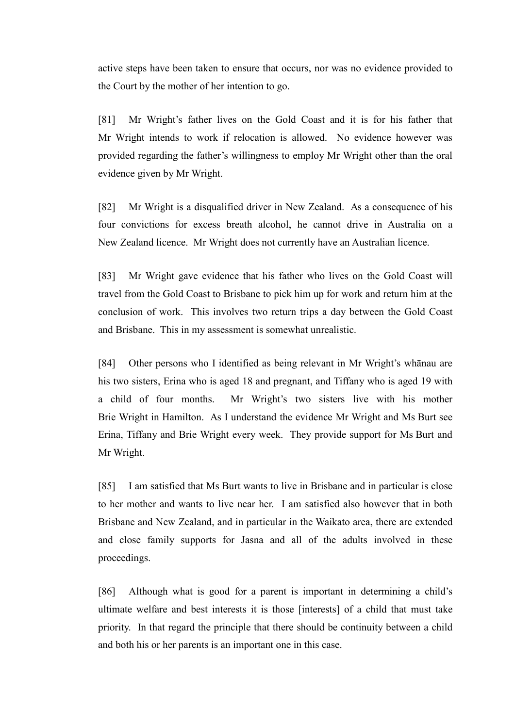active steps have been taken to ensure that occurs, nor was no evidence provided to the Court by the mother of her intention to go.

[81] Mr Wright's father lives on the Gold Coast and it is for his father that Mr Wright intends to work if relocation is allowed. No evidence however was provided regarding the father's willingness to employ Mr Wright other than the oral evidence given by Mr Wright.

[82] Mr Wright is a disqualified driver in New Zealand. As a consequence of his four convictions for excess breath alcohol, he cannot drive in Australia on a New Zealand licence. Mr Wright does not currently have an Australian licence.

[83] Mr Wright gave evidence that his father who lives on the Gold Coast will travel from the Gold Coast to Brisbane to pick him up for work and return him at the conclusion of work. This involves two return trips a day between the Gold Coast and Brisbane. This in my assessment is somewhat unrealistic.

[84] Other persons who I identified as being relevant in Mr Wright's whānau are his two sisters, Erina who is aged 18 and pregnant, and Tiffany who is aged 19 with a child of four months. Mr Wright's two sisters live with his mother Brie Wright in Hamilton. As I understand the evidence Mr Wright and Ms Burt see Erina, Tiffany and Brie Wright every week. They provide support for Ms Burt and Mr Wright.

[85] I am satisfied that Ms Burt wants to live in Brisbane and in particular is close to her mother and wants to live near her. I am satisfied also however that in both Brisbane and New Zealand, and in particular in the Waikato area, there are extended and close family supports for Jasna and all of the adults involved in these proceedings.

[86] Although what is good for a parent is important in determining a child's ultimate welfare and best interests it is those [interests] of a child that must take priority. In that regard the principle that there should be continuity between a child and both his or her parents is an important one in this case.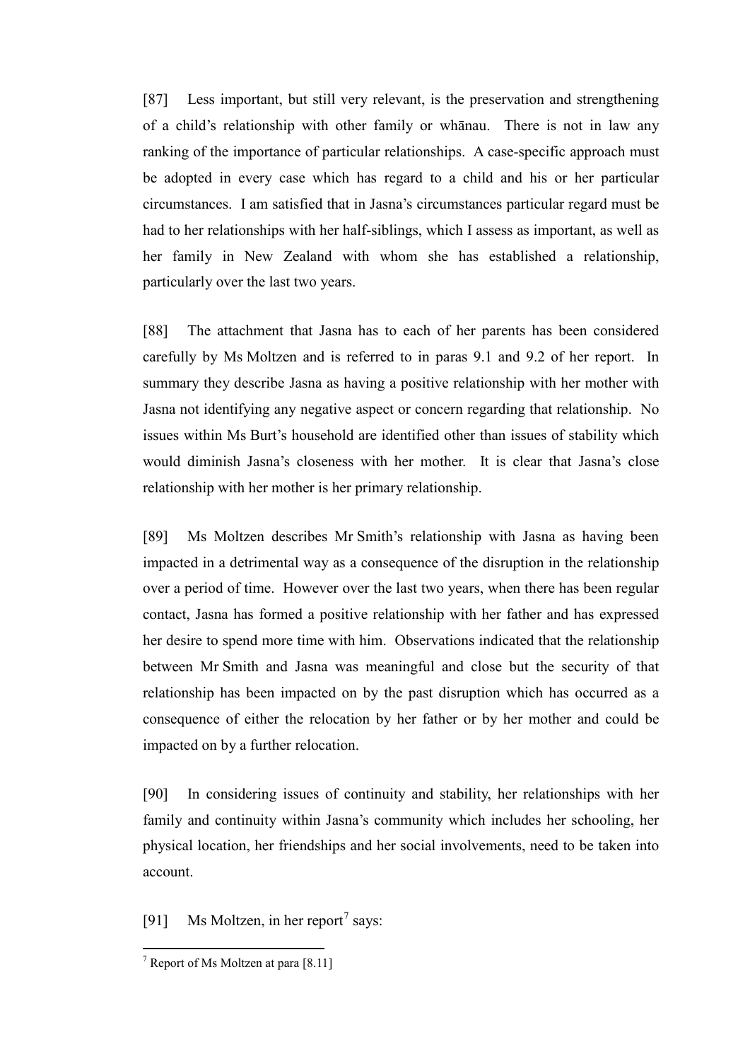[87] Less important, but still very relevant, is the preservation and strengthening of a child's relationship with other family or whānau. There is not in law any ranking of the importance of particular relationships. A case-specific approach must be adopted in every case which has regard to a child and his or her particular circumstances. I am satisfied that in Jasna's circumstances particular regard must be had to her relationships with her half-siblings, which I assess as important, as well as her family in New Zealand with whom she has established a relationship, particularly over the last two years.

[88] The attachment that Jasna has to each of her parents has been considered carefully by Ms Moltzen and is referred to in paras 9.1 and 9.2 of her report. In summary they describe Jasna as having a positive relationship with her mother with Jasna not identifying any negative aspect or concern regarding that relationship. No issues within Ms Burt's household are identified other than issues of stability which would diminish Jasna's closeness with her mother. It is clear that Jasna's close relationship with her mother is her primary relationship.

[89] Ms Moltzen describes Mr Smith's relationship with Jasna as having been impacted in a detrimental way as a consequence of the disruption in the relationship over a period of time. However over the last two years, when there has been regular contact, Jasna has formed a positive relationship with her father and has expressed her desire to spend more time with him. Observations indicated that the relationship between Mr Smith and Jasna was meaningful and close but the security of that relationship has been impacted on by the past disruption which has occurred as a consequence of either the relocation by her father or by her mother and could be impacted on by a further relocation.

[90] In considering issues of continuity and stability, her relationships with her family and continuity within Jasna's community which includes her schooling, her physical location, her friendships and her social involvements, need to be taken into account.

[91] Ms Moltzen, in her report[7] says:

---

[7] Report of Ms Moltzen at para [8.11]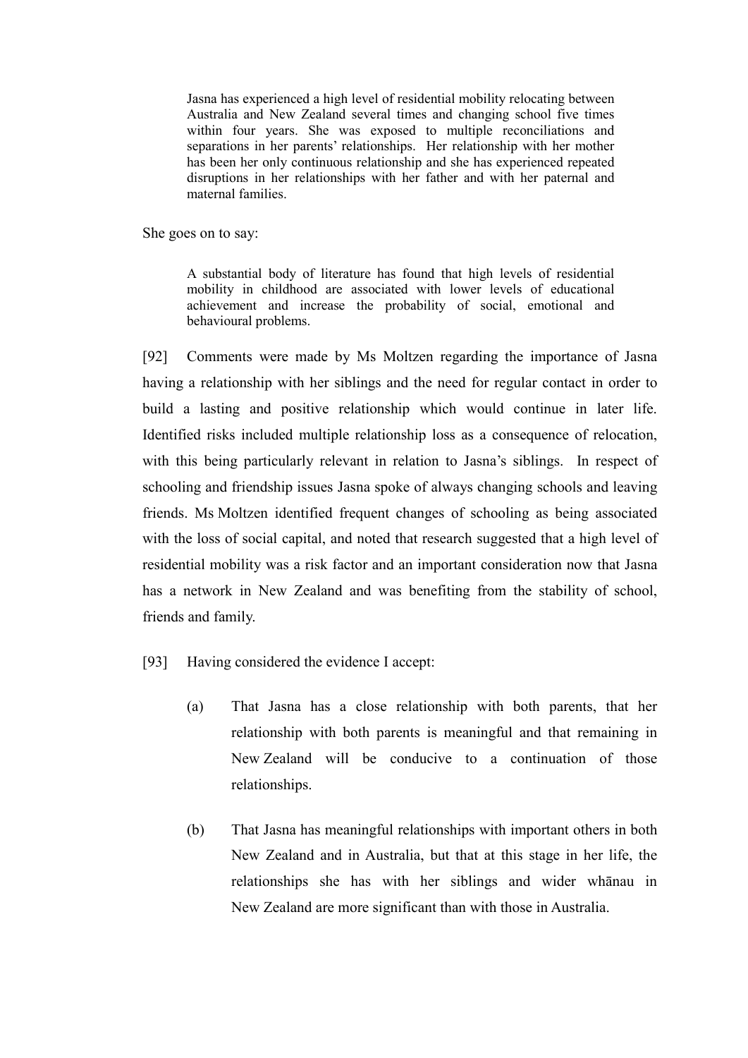> Jasna has experienced a high level of residential mobility relocating between Australia and New Zealand several times and changing school five times within four years. She was exposed to multiple reconciliations and separations in her parents' relationships. Her relationship with her mother has been her only continuous relationship and she has experienced repeated disruptions in her relationships with her father and with her paternal and maternal families.

She goes on to say:

> A substantial body of literature has found that high levels of residential mobility in childhood are associated with lower levels of educational achievement and increase the probability of social, emotional and behavioural problems.

[92] Comments were made by Ms Moltzen regarding the importance of Jasna having a relationship with her siblings and the need for regular contact in order to build a lasting and positive relationship which would continue in later life. Identified risks included multiple relationship loss as a consequence of relocation, with this being particularly relevant in relation to Jasna's siblings. In respect of schooling and friendship issues Jasna spoke of always changing schools and leaving friends. Ms Moltzen identified frequent changes of schooling as being associated with the loss of social capital, and noted that research suggested that a high level of residential mobility was a risk factor and an important consideration now that Jasna has a network in New Zealand and was benefiting from the stability of school, friends and family.

[93] Having considered the evidence I accept:

(a) That Jasna has a close relationship with both parents, that her relationship with both parents is meaningful and that remaining in New Zealand will be conducive to a continuation of those relationships.

(b) That Jasna has meaningful relationships with important others in both New Zealand and in Australia, but that at this stage in her life, the relationships she has with her siblings and wider whānau in New Zealand are more significant than with those in Australia.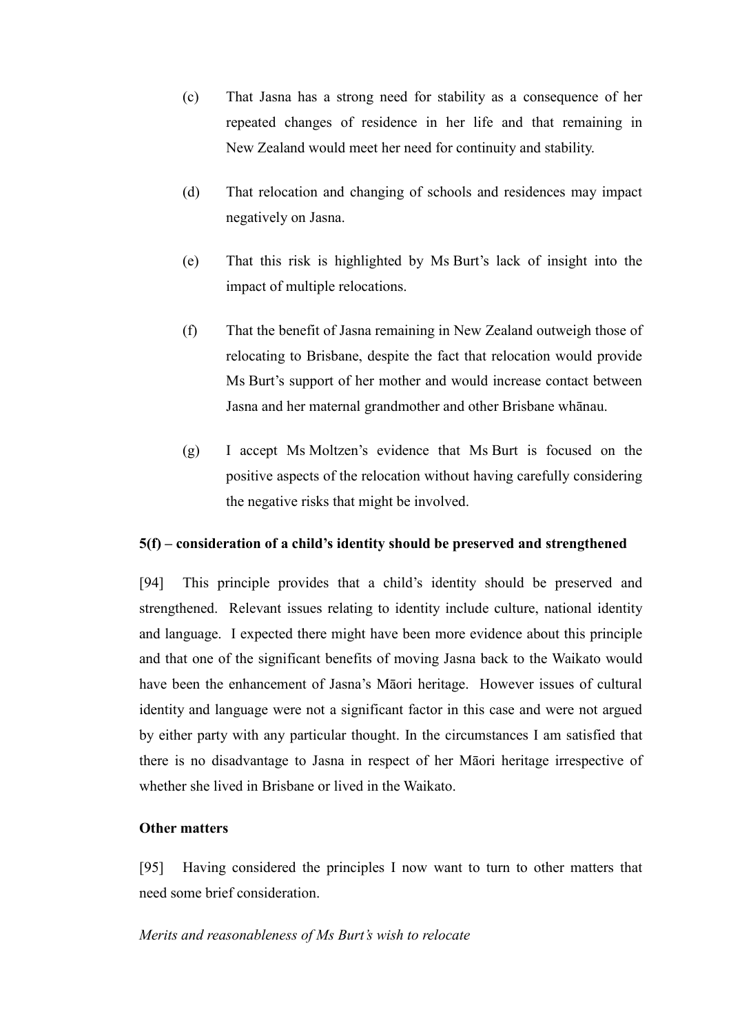(c) That Jasna has a strong need for stability as a consequence of her repeated changes of residence in her life and that remaining in New Zealand would meet her need for continuity and stability.

(d) That relocation and changing of schools and residences may impact negatively on Jasna.

(e) That this risk is highlighted by Ms Burt's lack of insight into the impact of multiple relocations.

(f) That the benefit of Jasna remaining in New Zealand outweigh those of relocating to Brisbane, despite the fact that relocation would provide Ms Burt's support of her mother and would increase contact between Jasna and her maternal grandmother and other Brisbane whānau.

(g) I accept Ms Moltzen's evidence that Ms Burt is focused on the positive aspects of the relocation without having carefully considering the negative risks that might be involved.

**5(f) – consideration of a child's identity should be preserved and strengthened**

[94] This principle provides that a child's identity should be preserved and strengthened. Relevant issues relating to identity include culture, national identity and language. I expected there might have been more evidence about this principle and that one of the significant benefits of moving Jasna back to the Waikato would have been the enhancement of Jasna's Māori heritage. However issues of cultural identity and language were not a significant factor in this case and were not argued by either party with any particular thought. In the circumstances I am satisfied that there is no disadvantage to Jasna in respect of her Māori heritage irrespective of whether she lived in Brisbane or lived in the Waikato.

**Other matters**

[95] Having considered the principles I now want to turn to other matters that need some brief consideration.

*Merits and reasonableness of Ms Burt's wish to relocate*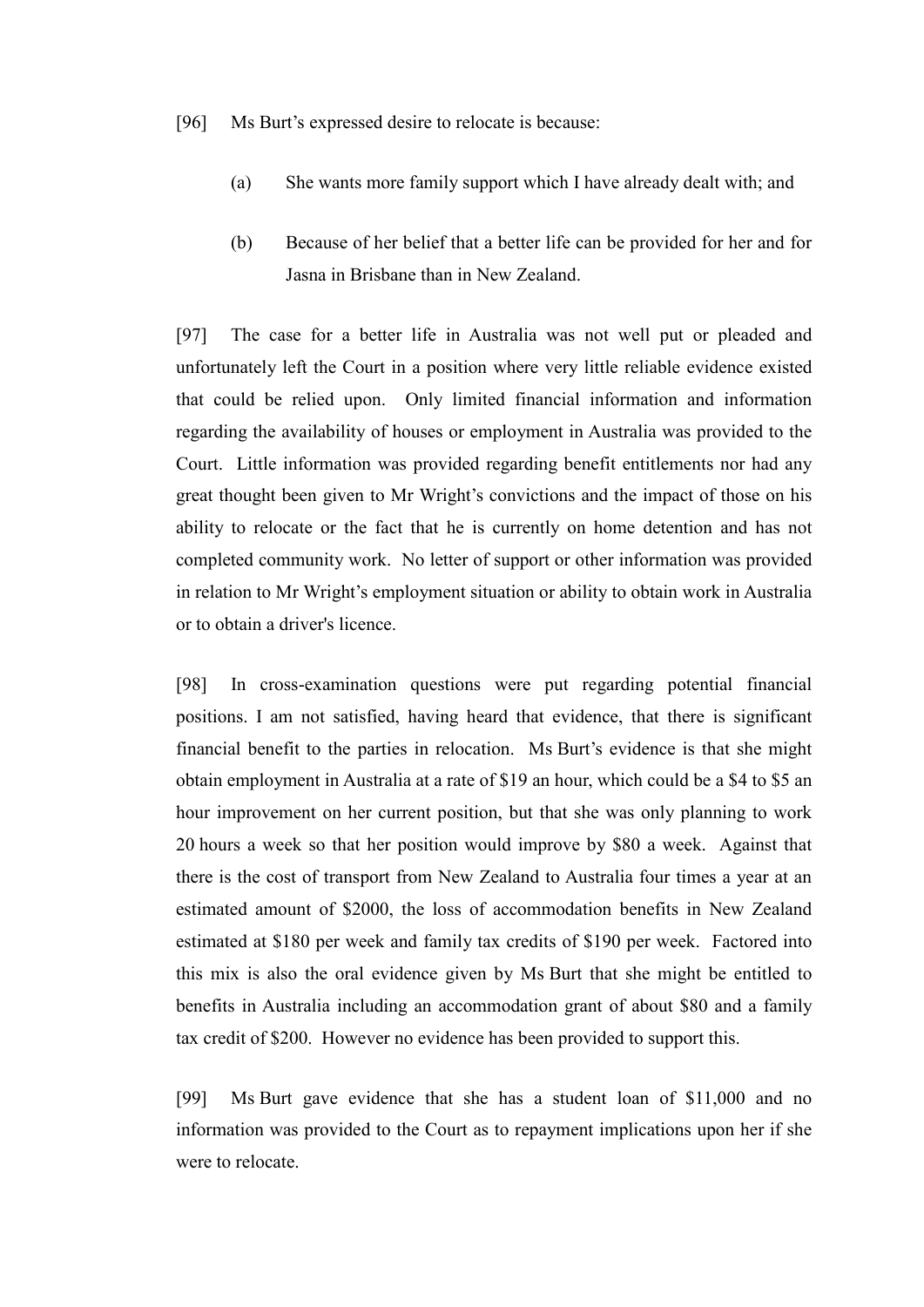[96] Ms Burt's expressed desire to relocate is because:

(a) She wants more family support which I have already dealt with; and

(b) Because of her belief that a better life can be provided for her and for Jasna in Brisbane than in New Zealand.

[97] The case for a better life in Australia was not well put or pleaded and unfortunately left the Court in a position where very little reliable evidence existed that could be relied upon. Only limited financial information and information regarding the availability of houses or employment in Australia was provided to the Court. Little information was provided regarding benefit entitlements nor had any great thought been given to Mr Wright's convictions and the impact of those on his ability to relocate or the fact that he is currently on home detention and has not completed community work. No letter of support or other information was provided in relation to Mr Wright's employment situation or ability to obtain work in Australia or to obtain a driver's licence.

[98] In cross-examination questions were put regarding potential financial positions. I am not satisfied, having heard that evidence, that there is significant financial benefit to the parties in relocation. Ms Burt's evidence is that she might obtain employment in Australia at a rate of $19 an hour, which could be a $4 to $5 an hour improvement on her current position, but that she was only planning to work 20 hours a week so that her position would improve by $80 a week. Against that there is the cost of transport from New Zealand to Australia four times a year at an estimated amount of $2000, the loss of accommodation benefits in New Zealand estimated at $180 per week and family tax credits of $190 per week. Factored into this mix is also the oral evidence given by Ms Burt that she might be entitled to benefits in Australia including an accommodation grant of about $80 and a family tax credit of $200. However no evidence has been provided to support this.

[99] Ms Burt gave evidence that she has a student loan of $11,000 and no information was provided to the Court as to repayment implications upon her if she were to relocate.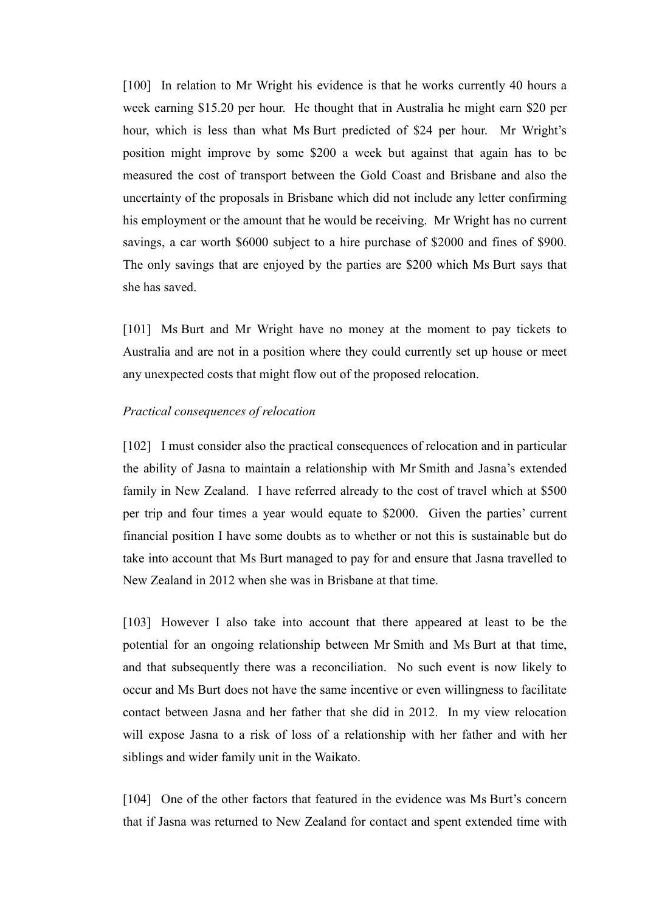[100] In relation to Mr Wright his evidence is that he works currently 40 hours a week earning $15.20 per hour. He thought that in Australia he might earn $20 per hour, which is less than what Ms Burt predicted of $24 per hour. Mr Wright's position might improve by some $200 a week but against that again has to be measured the cost of transport between the Gold Coast and Brisbane and also the uncertainty of the proposals in Brisbane which did not include any letter confirming his employment or the amount that he would be receiving. Mr Wright has no current savings, a car worth $6000 subject to a hire purchase of $2000 and fines of $900. The only savings that are enjoyed by the parties are $200 which Ms Burt says that she has saved.

[101] Ms Burt and Mr Wright have no money at the moment to pay tickets to Australia and are not in a position where they could currently set up house or meet any unexpected costs that might flow out of the proposed relocation.

*Practical consequences of relocation*

[102] I must consider also the practical consequences of relocation and in particular the ability of Jasna to maintain a relationship with Mr Smith and Jasna's extended family in New Zealand. I have referred already to the cost of travel which at $500 per trip and four times a year would equate to $2000. Given the parties' current financial position I have some doubts as to whether or not this is sustainable but do take into account that Ms Burt managed to pay for and ensure that Jasna travelled to New Zealand in 2012 when she was in Brisbane at that time.

[103] However I also take into account that there appeared at least to be the potential for an ongoing relationship between Mr Smith and Ms Burt at that time, and that subsequently there was a reconciliation. No such event is now likely to occur and Ms Burt does not have the same incentive or even willingness to facilitate contact between Jasna and her father that she did in 2012. In my view relocation will expose Jasna to a risk of loss of a relationship with her father and with her siblings and wider family unit in the Waikato.

[104] One of the other factors that featured in the evidence was Ms Burt's concern that if Jasna was returned to New Zealand for contact and spent extended time with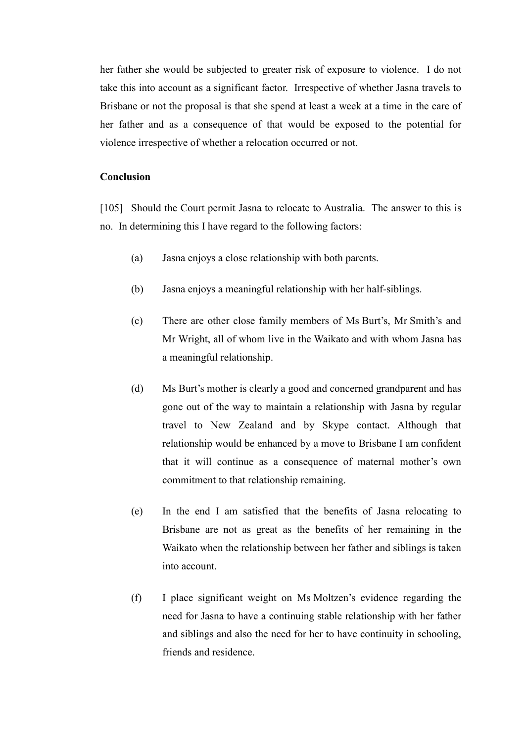her father she would be subjected to greater risk of exposure to violence. I do not take this into account as a significant factor. Irrespective of whether Jasna travels to Brisbane or not the proposal is that she spend at least a week at a time in the care of her father and as a consequence of that would be exposed to the potential for violence irrespective of whether a relocation occurred or not.

**Conclusion**

[105] Should the Court permit Jasna to relocate to Australia. The answer to this is no. In determining this I have regard to the following factors:

(a) Jasna enjoys a close relationship with both parents.

(b) Jasna enjoys a meaningful relationship with her half-siblings.

(c) There are other close family members of Ms Burt's, Mr Smith's and Mr Wright, all of whom live in the Waikato and with whom Jasna has a meaningful relationship.

(d) Ms Burt's mother is clearly a good and concerned grandparent and has gone out of the way to maintain a relationship with Jasna by regular travel to New Zealand and by Skype contact. Although that relationship would be enhanced by a move to Brisbane I am confident that it will continue as a consequence of maternal mother's own commitment to that relationship remaining.

(e) In the end I am satisfied that the benefits of Jasna relocating to Brisbane are not as great as the benefits of her remaining in the Waikato when the relationship between her father and siblings is taken into account.

(f) I place significant weight on Ms Moltzen's evidence regarding the need for Jasna to have a continuing stable relationship with her father and siblings and also the need for her to have continuity in schooling, friends and residence.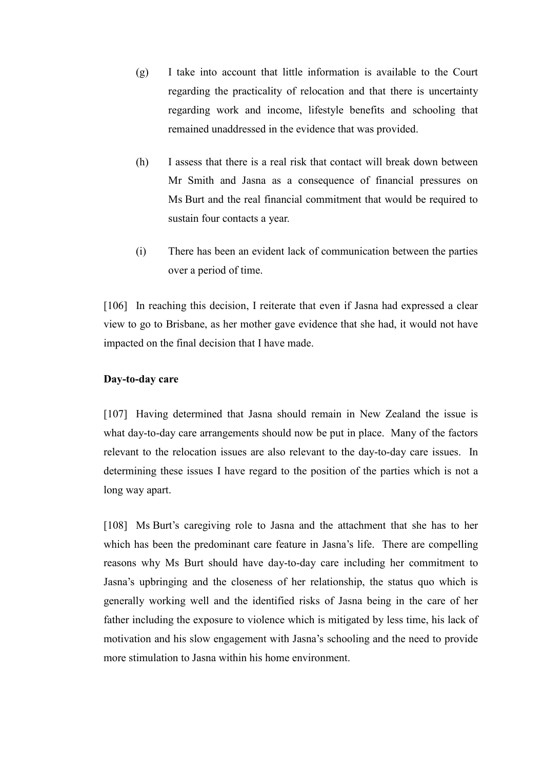(g) I take into account that little information is available to the Court regarding the practicality of relocation and that there is uncertainty regarding work and income, lifestyle benefits and schooling that remained unaddressed in the evidence that was provided.

(h) I assess that there is a real risk that contact will break down between Mr Smith and Jasna as a consequence of financial pressures on Ms Burt and the real financial commitment that would be required to sustain four contacts a year.

(i) There has been an evident lack of communication between the parties over a period of time.

[106] In reaching this decision, I reiterate that even if Jasna had expressed a clear view to go to Brisbane, as her mother gave evidence that she had, it would not have impacted on the final decision that I have made.

**Day-to-day care**

[107] Having determined that Jasna should remain in New Zealand the issue is what day-to-day care arrangements should now be put in place. Many of the factors relevant to the relocation issues are also relevant to the day-to-day care issues. In determining these issues I have regard to the position of the parties which is not a long way apart.

[108] Ms Burt's caregiving role to Jasna and the attachment that she has to her which has been the predominant care feature in Jasna's life. There are compelling reasons why Ms Burt should have day-to-day care including her commitment to Jasna's upbringing and the closeness of her relationship, the status quo which is generally working well and the identified risks of Jasna being in the care of her father including the exposure to violence which is mitigated by less time, his lack of motivation and his slow engagement with Jasna's schooling and the need to provide more stimulation to Jasna within his home environment.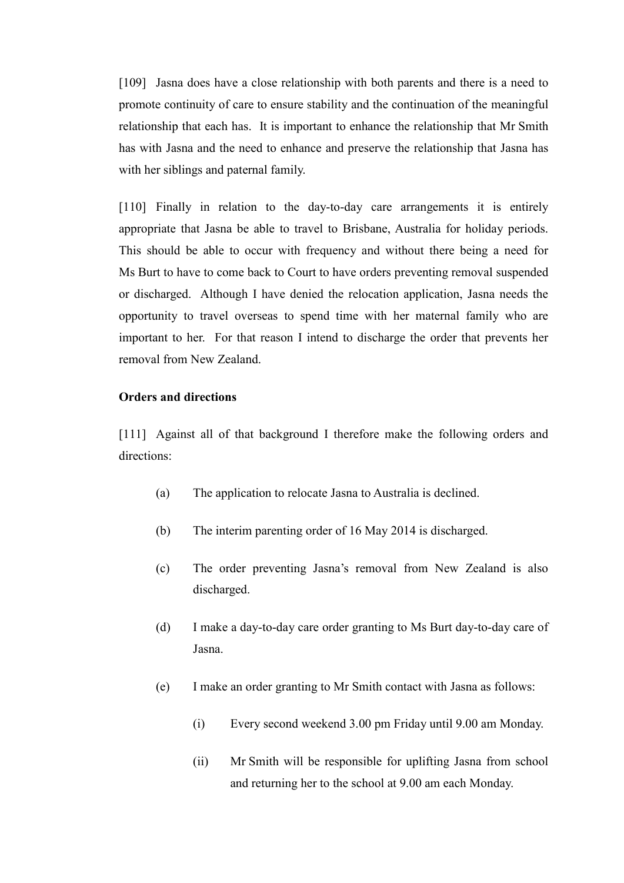[109] Jasna does have a close relationship with both parents and there is a need to promote continuity of care to ensure stability and the continuation of the meaningful relationship that each has. It is important to enhance the relationship that Mr Smith has with Jasna and the need to enhance and preserve the relationship that Jasna has with her siblings and paternal family.

[110] Finally in relation to the day-to-day care arrangements it is entirely appropriate that Jasna be able to travel to Brisbane, Australia for holiday periods. This should be able to occur with frequency and without there being a need for Ms Burt to have to come back to Court to have orders preventing removal suspended or discharged. Although I have denied the relocation application, Jasna needs the opportunity to travel overseas to spend time with her maternal family who are important to her. For that reason I intend to discharge the order that prevents her removal from New Zealand.

**Orders and directions**

[111] Against all of that background I therefore make the following orders and directions:

(a) The application to relocate Jasna to Australia is declined.

(b) The interim parenting order of 16 May 2014 is discharged.

(c) The order preventing Jasna's removal from New Zealand is also discharged.

(d) I make a day-to-day care order granting to Ms Burt day-to-day care of Jasna.

(e) I make an order granting to Mr Smith contact with Jasna as follows:

   (i) Every second weekend 3.00 pm Friday until 9.00 am Monday.

   (ii) Mr Smith will be responsible for uplifting Jasna from school and returning her to the school at 9.00 am each Monday.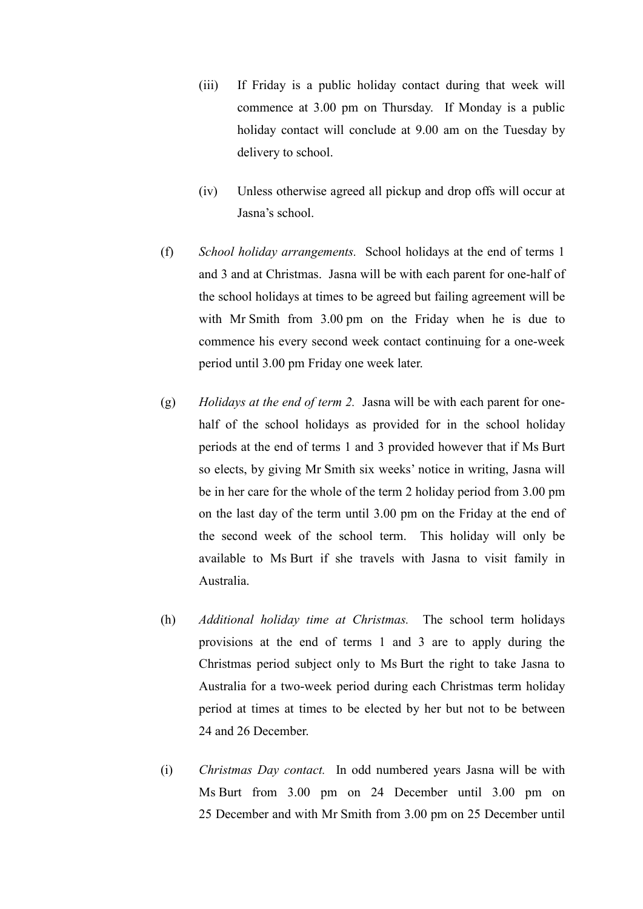(iii) If Friday is a public holiday contact during that week will commence at 3.00 pm on Thursday. If Monday is a public holiday contact will conclude at 9.00 am on the Tuesday by delivery to school.

(iv) Unless otherwise agreed all pickup and drop offs will occur at Jasna's school.

(f) *School holiday arrangements.* School holidays at the end of terms 1 and 3 and at Christmas. Jasna will be with each parent for one-half of the school holidays at times to be agreed but failing agreement will be with Mr Smith from 3.00 pm on the Friday when he is due to commence his every second week contact continuing for a one-week period until 3.00 pm Friday one week later.

(g) *Holidays at the end of term 2.* Jasna will be with each parent for one-half of the school holidays as provided for in the school holiday periods at the end of terms 1 and 3 provided however that if Ms Burt so elects, by giving Mr Smith six weeks' notice in writing, Jasna will be in her care for the whole of the term 2 holiday period from 3.00 pm on the last day of the term until 3.00 pm on the Friday at the end of the second week of the school term. This holiday will only be available to Ms Burt if she travels with Jasna to visit family in Australia.

(h) *Additional holiday time at Christmas.* The school term holidays provisions at the end of terms 1 and 3 are to apply during the Christmas period subject only to Ms Burt the right to take Jasna to Australia for a two-week period during each Christmas term holiday period at times at times to be elected by her but not to be between 24 and 26 December.

(i) *Christmas Day contact.* In odd numbered years Jasna will be with Ms Burt from 3.00 pm on 24 December until 3.00 pm on 25 December and with Mr Smith from 3.00 pm on 25 December until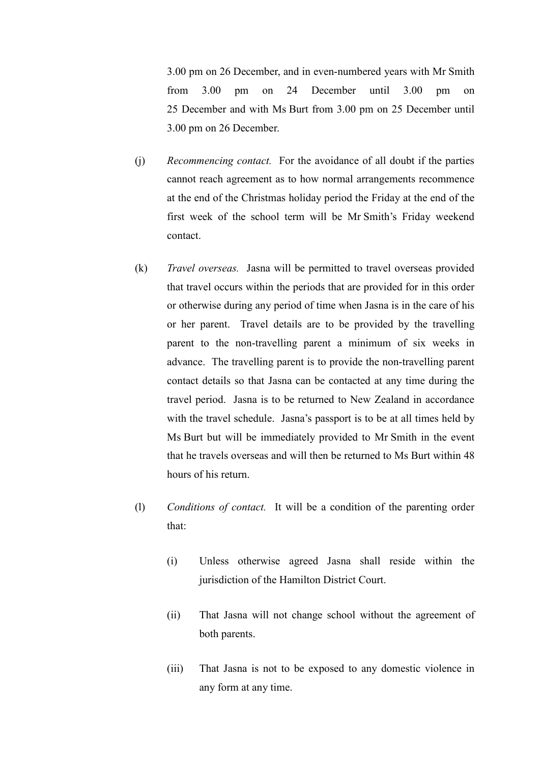3.00 pm on 26 December, and in even-numbered years with Mr Smith from 3.00 pm on 24 December until 3.00 pm on 25 December and with Ms Burt from 3.00 pm on 25 December until 3.00 pm on 26 December.

(j) *Recommencing contact.* For the avoidance of all doubt if the parties cannot reach agreement as to how normal arrangements recommence at the end of the Christmas holiday period the Friday at the end of the first week of the school term will be Mr Smith's Friday weekend contact.

(k) *Travel overseas.* Jasna will be permitted to travel overseas provided that travel occurs within the periods that are provided for in this order or otherwise during any period of time when Jasna is in the care of his or her parent. Travel details are to be provided by the travelling parent to the non-travelling parent a minimum of six weeks in advance. The travelling parent is to provide the non-travelling parent contact details so that Jasna can be contacted at any time during the travel period. Jasna is to be returned to New Zealand in accordance with the travel schedule. Jasna's passport is to be at all times held by Ms Burt but will be immediately provided to Mr Smith in the event that he travels overseas and will then be returned to Ms Burt within 48 hours of his return.

(l) *Conditions of contact.* It will be a condition of the parenting order that:

(i) Unless otherwise agreed Jasna shall reside within the jurisdiction of the Hamilton District Court.

(ii) That Jasna will not change school without the agreement of both parents.

(iii) That Jasna is not to be exposed to any domestic violence in any form at any time.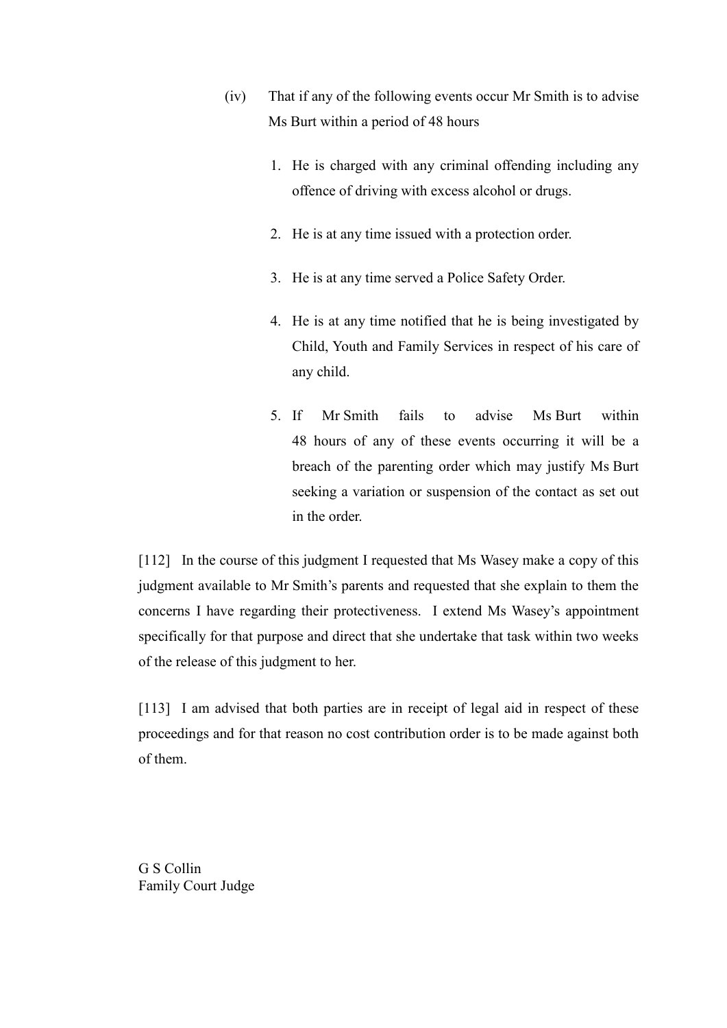(iv) That if any of the following events occur Mr Smith is to advise Ms Burt within a period of 48 hours

1. He is charged with any criminal offending including any offence of driving with excess alcohol or drugs.

2. He is at any time issued with a protection order.

3. He is at any time served a Police Safety Order.

4. He is at any time notified that he is being investigated by Child, Youth and Family Services in respect of his care of any child.

5. If Mr Smith fails to advise Ms Burt within 48 hours of any of these events occurring it will be a breach of the parenting order which may justify Ms Burt seeking a variation or suspension of the contact as set out in the order.

[112] In the course of this judgment I requested that Ms Wasey make a copy of this judgment available to Mr Smith's parents and requested that she explain to them the concerns I have regarding their protectiveness. I extend Ms Wasey's appointment specifically for that purpose and direct that she undertake that task within two weeks of the release of this judgment to her.

[113] I am advised that both parties are in receipt of legal aid in respect of these proceedings and for that reason no cost contribution order is to be made against both of them.

G S Collin
Family Court Judge